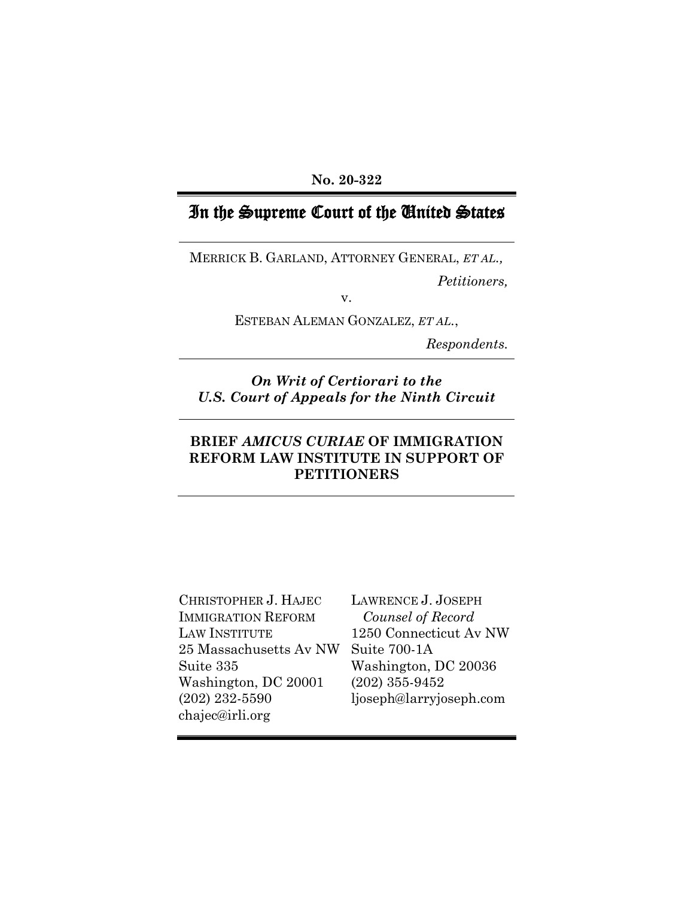**No. 20-322**

# In the Supreme Court of the United States

MERRICK B. GARLAND, ATTORNEY GENERAL, *ET AL.*,

*Petitioners,*

v.

ESTEBAN ALEMAN GONZALEZ, *ET AL.*,

*Respondents.*

***On Writ of Certiorari to the U.S. Court of Appeals for the Ninth Circuit***

**BRIEF *AMICUS CURIAE* OF IMMIGRATION REFORM LAW INSTITUTE IN SUPPORT OF PETITIONERS**

CHRISTOPHER J. HAJEC
IMMIGRATION REFORM LAW INSTITUTE
25 Massachusetts Av NW
Suite 335
Washington, DC 20001
(202) 232-5590
chajec@irli.org

LAWRENCE J. JOSEPH
*Counsel of Record*
1250 Connecticut Av NW
Suite 700-1A
Washington, DC 20036
(202) 355-9452
ljoseph@larryjoseph.com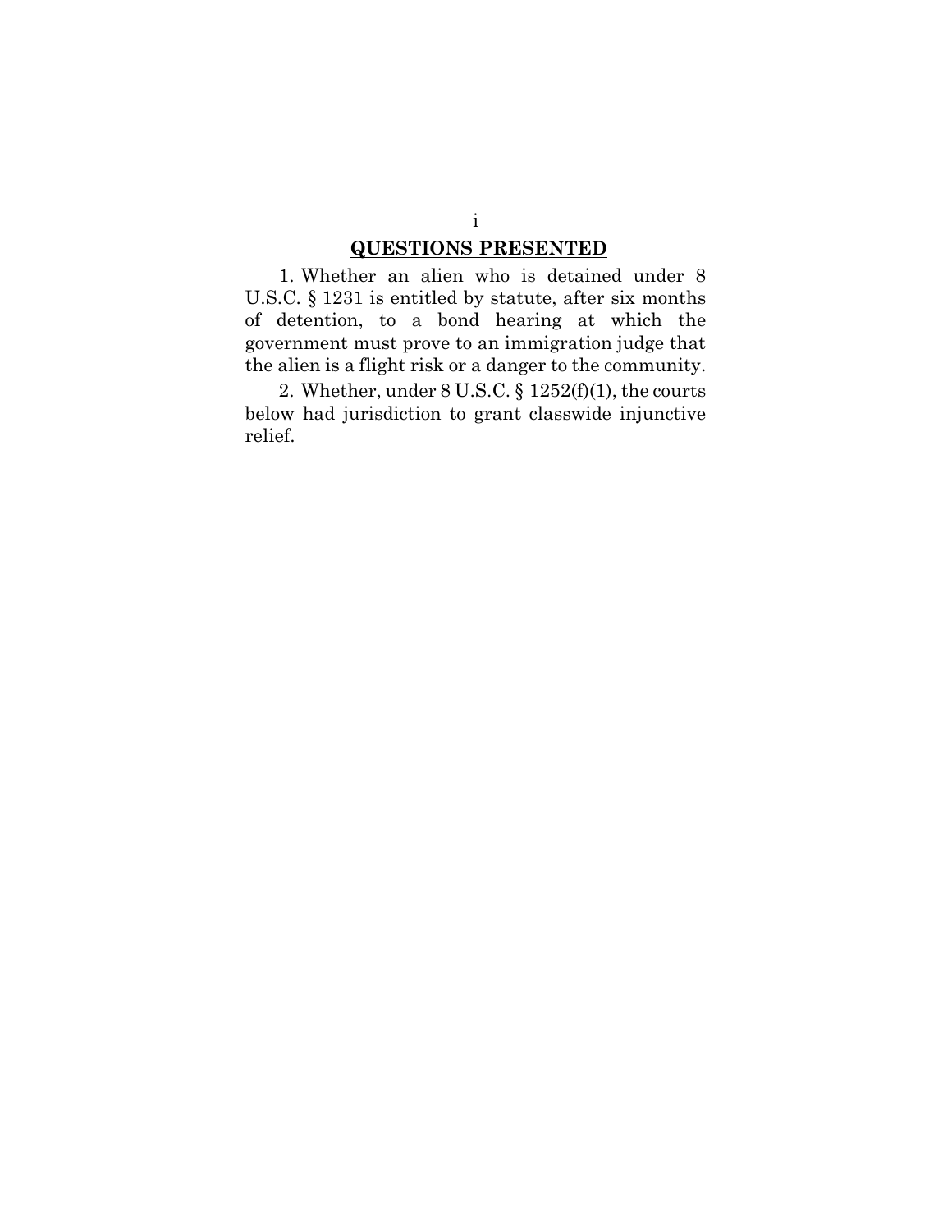## QUESTIONS PRESENTED

1. Whether an alien who is detained under 8 U.S.C. § 1231 is entitled by statute, after six months of detention, to a bond hearing at which the government must prove to an immigration judge that the alien is a flight risk or a danger to the community.

2. Whether, under 8 U.S.C. § 1252(f)(1), the courts below had jurisdiction to grant classwide injunctive relief.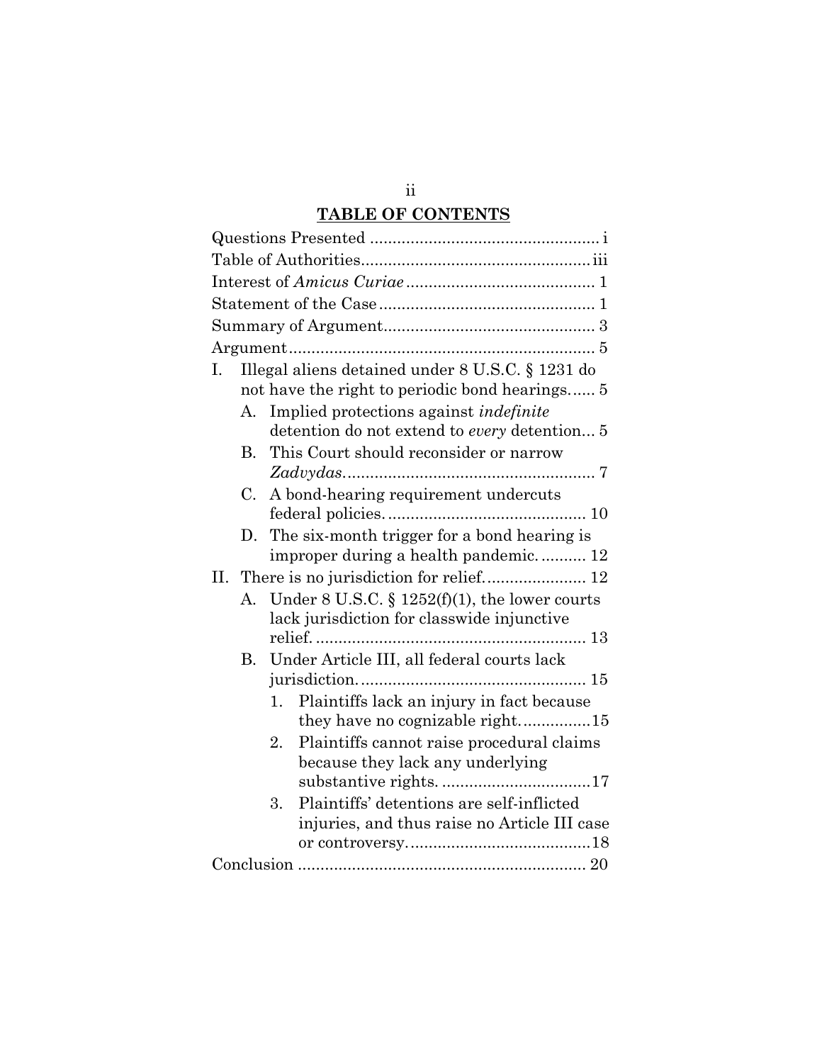## TABLE OF CONTENTS

Questions Presented ................................................... i

Table of Authorities.................................................. iii

Interest of *Amicus Curiae* .......................................... 1

Statement of the Case ................................................ 1

Summary of Argument.............................................. 3

Argument.................................................................... 5

I. Illegal aliens detained under 8 U.S.C. § 1231 do not have the right to periodic bond hearings...... 5

   A. Implied protections against *indefinite* detention do not extend to *every* detention... 5

   B. This Court should reconsider or narrow *Zadvydas*....................................................... 7

   C. A bond-hearing requirement undercuts federal policies............................................ 10

   D. The six-month trigger for a bond hearing is improper during a health pandemic. .......... 12

II. There is no jurisdiction for relief...................... 12

   A. Under 8 U.S.C. § 1252(f)(1), the lower courts lack jurisdiction for classwide injunctive relief. ........................................................... 13

   B. Under Article III, all federal courts lack jurisdiction. ................................................. 15

      1. Plaintiffs lack an injury in fact because they have no cognizable right...............15

      2. Plaintiffs cannot raise procedural claims because they lack any underlying substantive rights. ................................17

      3. Plaintiffs' detentions are self-inflicted injuries, and thus raise no Article III case or controversy........................................18

Conclusion ............................................................... 20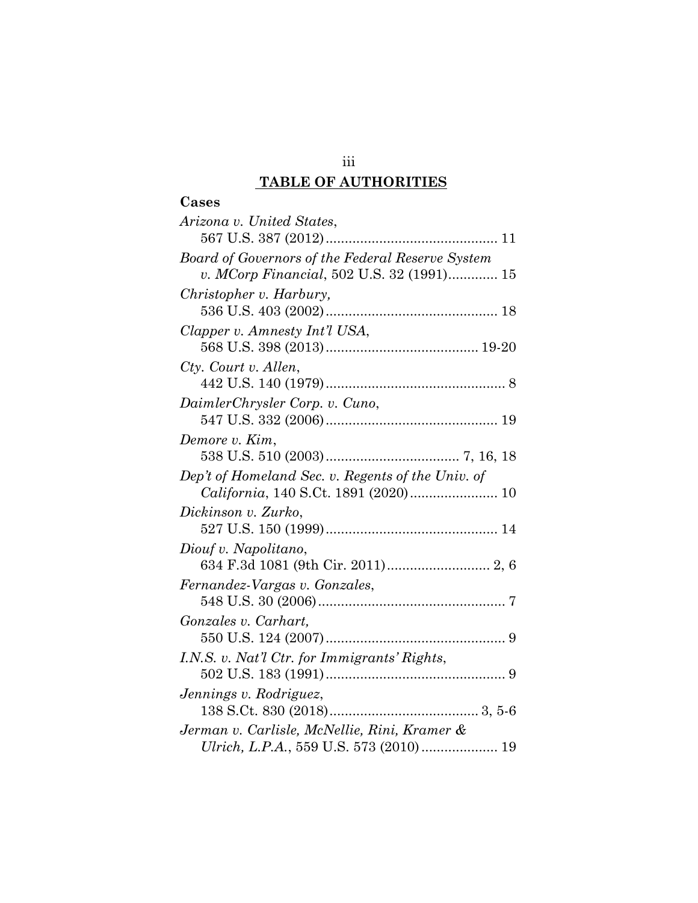## TABLE OF AUTHORITIES

**Cases**

*Arizona v. United States*, 567 U.S. 387 (2012)............................................ 11

*Board of Governors of the Federal Reserve System v. MCorp Financial*, 502 U.S. 32 (1991)............ 15

*Christopher v. Harbury,* 536 U.S. 403 (2002)............................................ 18

*Clapper v. Amnesty Int'l USA*, 568 U.S. 398 (2013)....................................... 19-20

*Cty. Court v. Allen*, 442 U.S. 140 (1979).............................................. 8

*DaimlerChrysler Corp. v. Cuno*, 547 U.S. 332 (2006)............................................ 19

*Demore v. Kim*, 538 U.S. 510 (2003).................................. 7, 16, 18

*Dep't of Homeland Sec. v. Regents of the Univ. of California*, 140 S.Ct. 1891 (2020)...................... 10

*Dickinson v. Zurko*, 527 U.S. 150 (1999)............................................ 14

*Diouf v. Napolitano*, 634 F.3d 1081 (9th Cir. 2011).......................... 2, 6

*Fernandez-Vargas v. Gonzales*, 548 U.S. 30 (2006)................................................ 7

*Gonzales v. Carhart,* 550 U.S. 124 (2007).............................................. 9

*I.N.S. v. Nat'l Ctr. for Immigrants' Rights*, 502 U.S. 183 (1991).............................................. 9

*Jennings v. Rodriguez*, 138 S.Ct. 830 (2018)...................................... 3, 5-6

*Jerman v. Carlisle, McNellie, Rini, Kramer & Ulrich, L.P.A.*, 559 U.S. 573 (2010).................... 19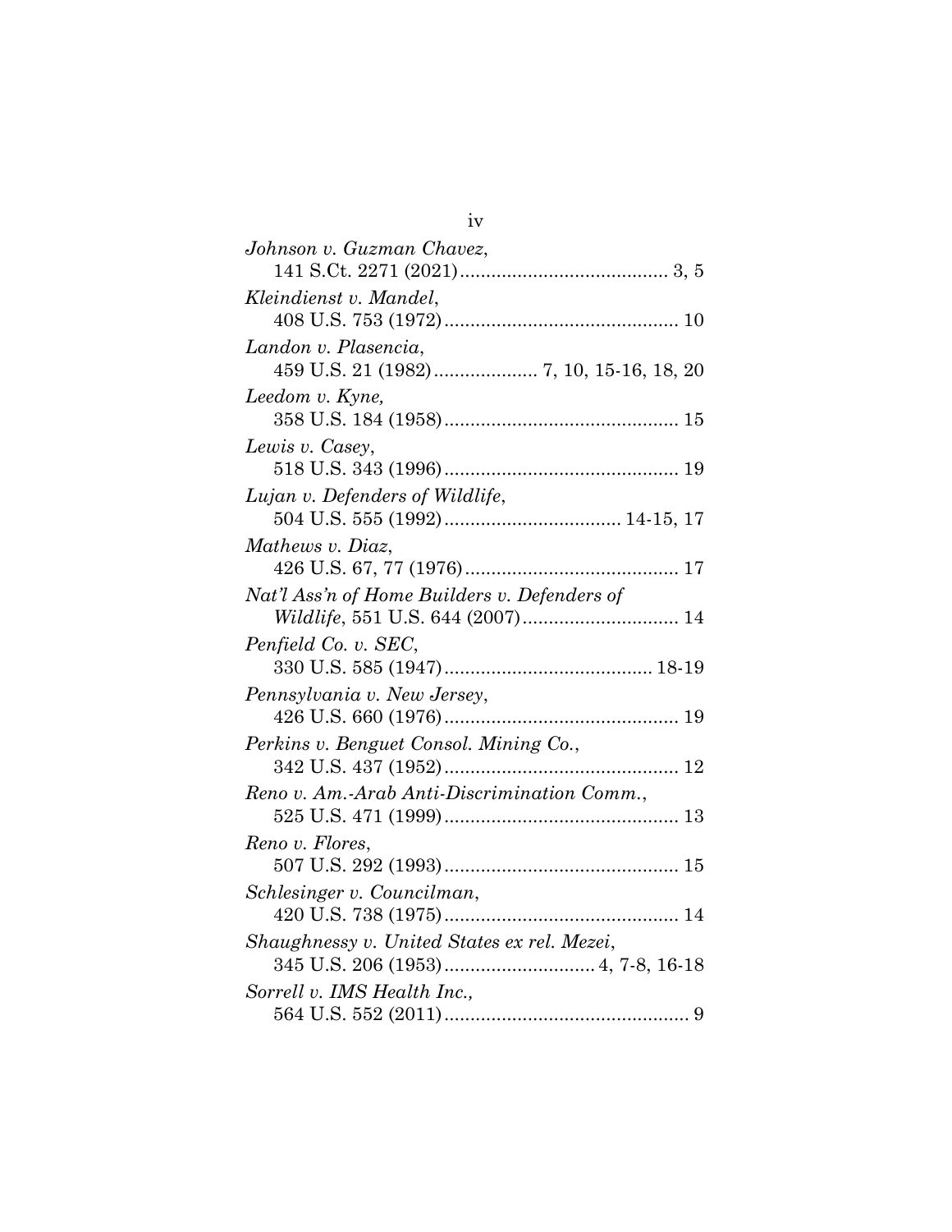*Johnson v. Guzman Chavez*,
141 S.Ct. 2271 (2021)........................................ 3, 5

*Kleindienst v. Mandel*,
408 U.S. 753 (1972)............................................. 10

*Landon v. Plasencia*,
459 U.S. 21 (1982).................... 7, 10, 15-16, 18, 20

*Leedom v. Kyne,*
358 U.S. 184 (1958)............................................. 15

*Lewis v. Casey*,
518 U.S. 343 (1996)............................................. 19

*Lujan v. Defenders of Wildlife*,
504 U.S. 555 (1992).................................. 14-15, 17

*Mathews v. Diaz*,
426 U.S. 67, 77 (1976)......................................... 17

*Nat'l Ass'n of Home Builders v. Defenders of Wildlife*, 551 U.S. 644 (2007).............................. 14

*Penfield Co. v. SEC*,
330 U.S. 585 (1947)........................................ 18-19

*Pennsylvania v. New Jersey*,
426 U.S. 660 (1976)............................................. 19

*Perkins v. Benguet Consol. Mining Co.*,
342 U.S. 437 (1952)............................................. 12

*Reno v. Am.-Arab Anti-Discrimination Comm.*,
525 U.S. 471 (1999)............................................. 13

*Reno v. Flores*,
507 U.S. 292 (1993)............................................. 15

*Schlesinger v. Councilman*,
420 U.S. 738 (1975)............................................. 14

*Shaughnessy v. United States ex rel. Mezei*,
345 U.S. 206 (1953)............................ 4, 7-8, 16-18

*Sorrell v. IMS Health Inc.,*
564 U.S. 552 (2011)............................................... 9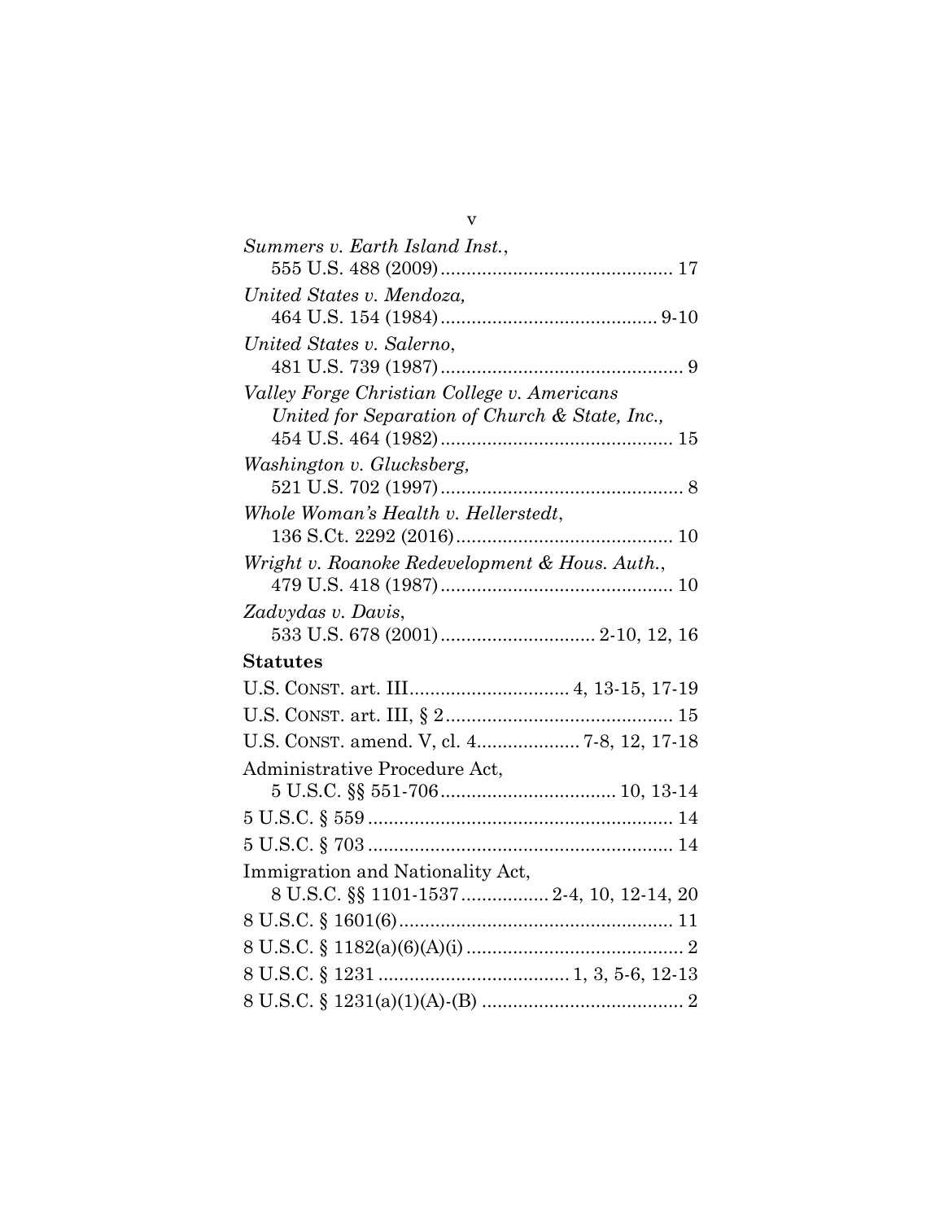*Summers v. Earth Island Inst.*,
555 U.S. 488 (2009) ............................................ 17

*United States v. Mendoza,*
464 U.S. 154 (1984) .......................................... 9-10

*United States v. Salerno*,
481 U.S. 739 (1987) .............................................. 9

*Valley Forge Christian College v. Americans United for Separation of Church & State, Inc.*,
454 U.S. 464 (1982) ............................................ 15

*Washington v. Glucksberg,*
521 U.S. 702 (1997) .............................................. 8

*Whole Woman's Health v. Hellerstedt*,
136 S.Ct. 2292 (2016) .......................................... 10

*Wright v. Roanoke Redevelopment & Hous. Auth.*,
479 U.S. 418 (1987) ............................................ 10

*Zadvydas v. Davis*,
533 U.S. 678 (2001) ............................. 2-10, 12, 16

**Statutes**

U.S. CONST. art. III .............................. 4, 13-15, 17-19

U.S. CONST. art. III, § 2 ........................................... 15

U.S. CONST. amend. V, cl. 4 .................... 7-8, 12, 17-18

Administrative Procedure Act,
5 U.S.C. §§ 551-706 ................................. 10, 13-14

5 U.S.C. § 559 .......................................................... 14

5 U.S.C. § 703 .......................................................... 14

Immigration and Nationality Act,
8 U.S.C. §§ 1101-1537 ................. 2-4, 10, 12-14, 20

8 U.S.C. § 1601(6) .................................................... 11

8 U.S.C. § 1182(a)(6)(A)(i) .......................................... 2

8 U.S.C. § 1231 .................................... 1, 3, 5-6, 12-13

8 U.S.C. § 1231(a)(1)(A)-(B) ....................................... 2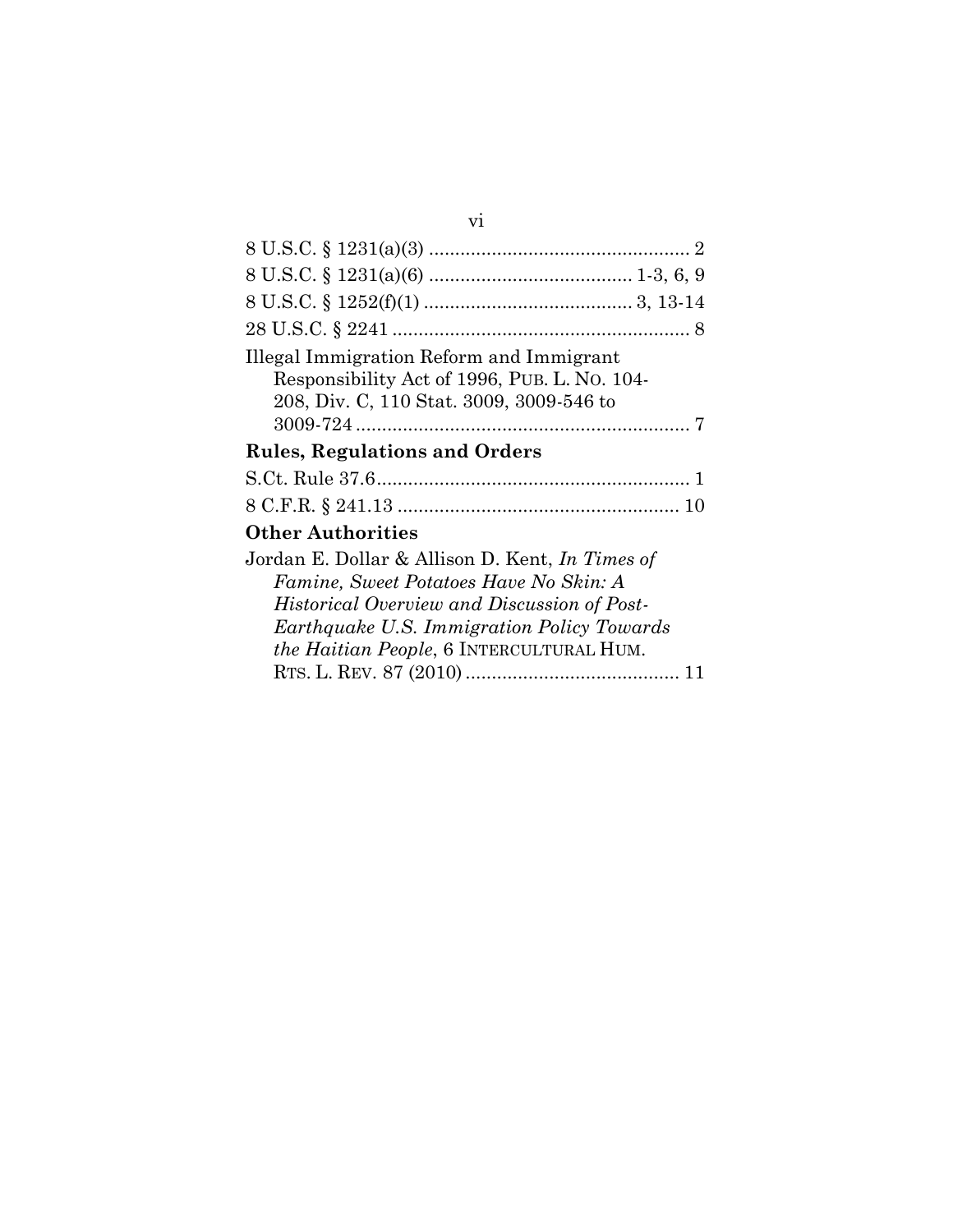8 U.S.C. § 1231(a)(3) .................................................. 2

8 U.S.C. § 1231(a)(6) ....................................... 1-3, 6, 9

8 U.S.C. § 1252(f)(1) ........................................ 3, 13-14

28 U.S.C. § 2241 ......................................................... 8

Illegal Immigration Reform and Immigrant Responsibility Act of 1996, PUB. L. NO. 104-208, Div. C, 110 Stat. 3009, 3009-546 to 3009-724 ................................................................ 7

**Rules, Regulations and Orders**

S.Ct. Rule 37.6............................................................ 1

8 C.F.R. § 241.13 ...................................................... 10

**Other Authorities**

Jordan E. Dollar & Allison D. Kent, *In Times of Famine, Sweet Potatoes Have No Skin: A Historical Overview and Discussion of Post-Earthquake U.S. Immigration Policy Towards the Haitian People*, 6 INTERCULTURAL HUM. RTS. L. REV. 87 (2010) ......................................... 11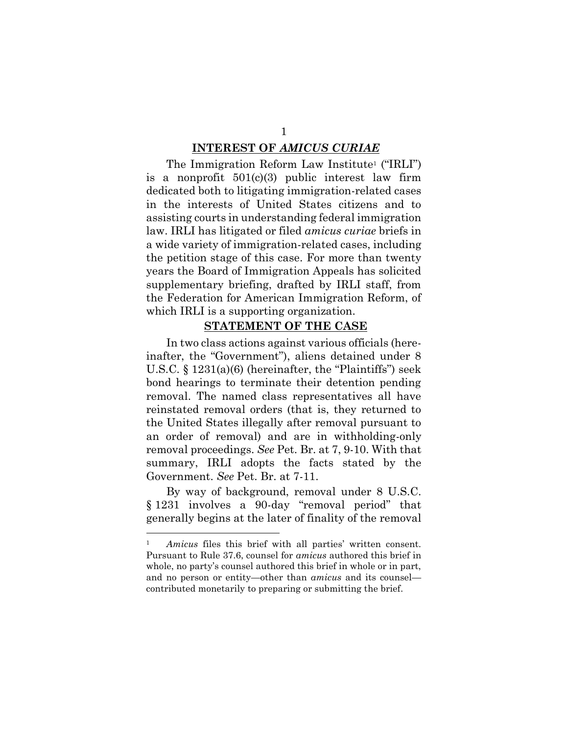## INTEREST OF *AMICUS CURIAE*

The Immigration Reform Law Institute[1] ("IRLI") is a nonprofit 501(c)(3) public interest law firm dedicated both to litigating immigration-related cases in the interests of United States citizens and to assisting courts in understanding federal immigration law. IRLI has litigated or filed *amicus curiae* briefs in a wide variety of immigration-related cases, including the petition stage of this case. For more than twenty years the Board of Immigration Appeals has solicited supplementary briefing, drafted by IRLI staff, from the Federation for American Immigration Reform, of which IRLI is a supporting organization.

## STATEMENT OF THE CASE

In two class actions against various officials (hereinafter, the "Government"), aliens detained under 8 U.S.C. § 1231(a)(6) (hereinafter, the "Plaintiffs") seek bond hearings to terminate their detention pending removal. The named class representatives all have reinstated removal orders (that is, they returned to the United States illegally after removal pursuant to an order of removal) and are in withholding-only removal proceedings. *See* Pet. Br. at 7, 9-10. With that summary, IRLI adopts the facts stated by the Government. *See* Pet. Br. at 7-11.

By way of background, removal under 8 U.S.C. § 1231 involves a 90-day "removal period" that generally begins at the later of finality of the removal

---

[1] *Amicus* files this brief with all parties' written consent. Pursuant to Rule 37.6, counsel for *amicus* authored this brief in whole, no party's counsel authored this brief in whole or in part, and no person or entity—other than *amicus* and its counsel—contributed monetarily to preparing or submitting the brief.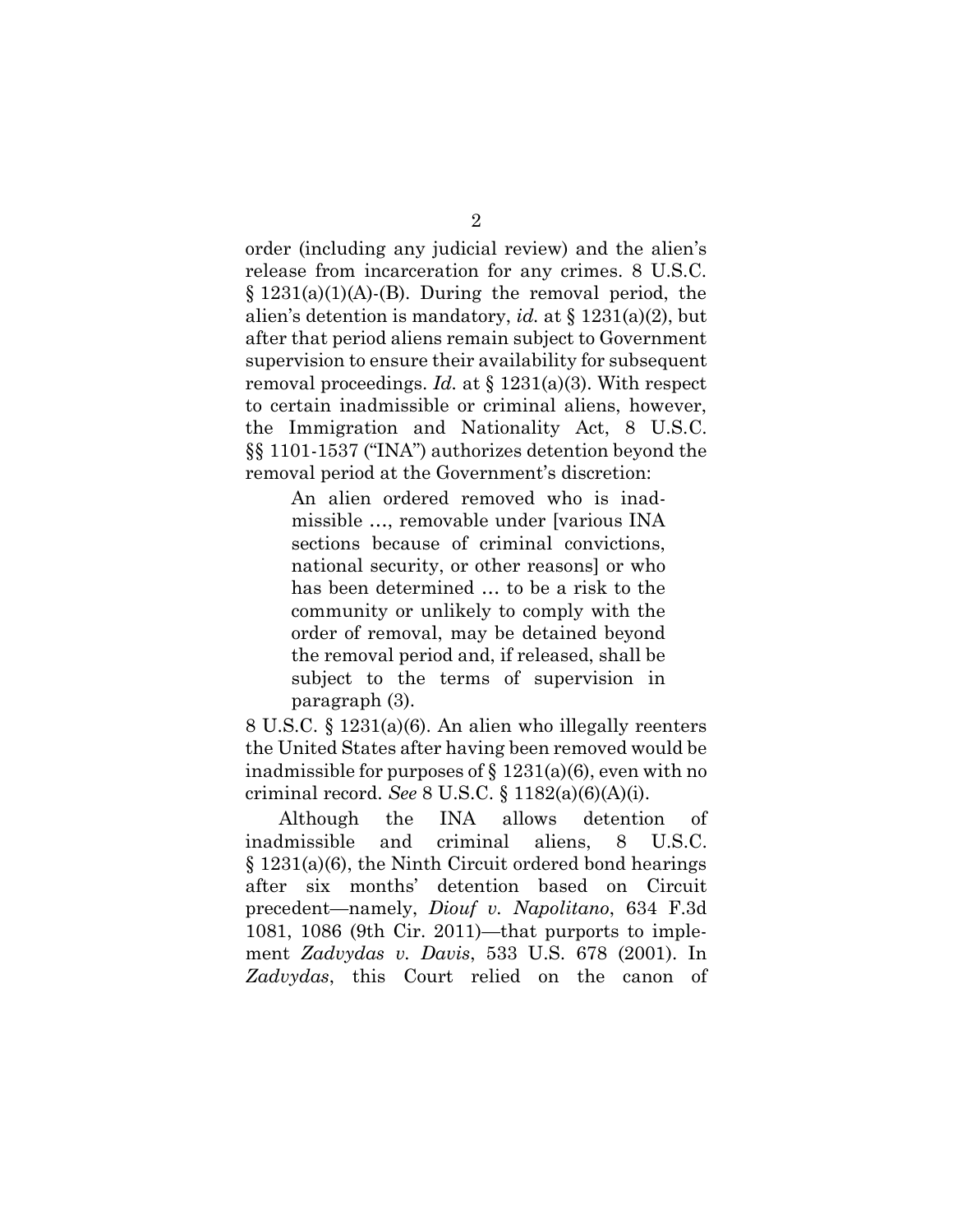order (including any judicial review) and the alien's release from incarceration for any crimes. 8 U.S.C. § 1231(a)(1)(A)-(B). During the removal period, the alien's detention is mandatory, *id.* at § 1231(a)(2), but after that period aliens remain subject to Government supervision to ensure their availability for subsequent removal proceedings. *Id.* at § 1231(a)(3). With respect to certain inadmissible or criminal aliens, however, the Immigration and Nationality Act, 8 U.S.C. §§ 1101-1537 ("INA") authorizes detention beyond the removal period at the Government's discretion:

> An alien ordered removed who is inadmissible …, removable under [various INA sections because of criminal convictions, national security, or other reasons] or who has been determined … to be a risk to the community or unlikely to comply with the order of removal, may be detained beyond the removal period and, if released, shall be subject to the terms of supervision in paragraph (3).

8 U.S.C. § 1231(a)(6). An alien who illegally reenters the United States after having been removed would be inadmissible for purposes of § 1231(a)(6), even with no criminal record. *See* 8 U.S.C. § 1182(a)(6)(A)(i).

Although the INA allows detention of inadmissible and criminal aliens, 8 U.S.C. § 1231(a)(6), the Ninth Circuit ordered bond hearings after six months' detention based on Circuit precedent—namely, *Diouf v. Napolitano*, 634 F.3d 1081, 1086 (9th Cir. 2011)—that purports to implement *Zadvydas v. Davis*, 533 U.S. 678 (2001). In *Zadvydas*, this Court relied on the canon of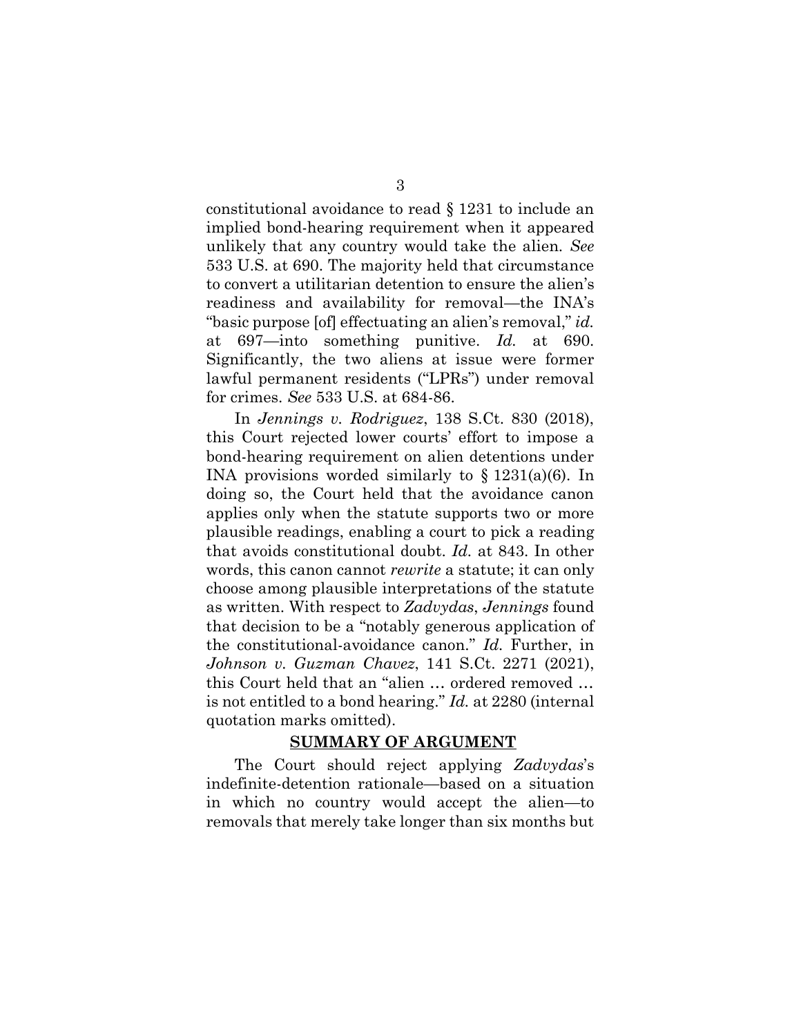constitutional avoidance to read § 1231 to include an implied bond-hearing requirement when it appeared unlikely that any country would take the alien. *See* 533 U.S. at 690. The majority held that circumstance to convert a utilitarian detention to ensure the alien's readiness and availability for removal—the INA's "basic purpose [of] effectuating an alien's removal," *id.* at 697—into something punitive. *Id.* at 690. Significantly, the two aliens at issue were former lawful permanent residents ("LPRs") under removal for crimes. *See* 533 U.S. at 684-86.

In *Jennings v. Rodriguez*, 138 S.Ct. 830 (2018), this Court rejected lower courts' effort to impose a bond-hearing requirement on alien detentions under INA provisions worded similarly to § 1231(a)(6). In doing so, the Court held that the avoidance canon applies only when the statute supports two or more plausible readings, enabling a court to pick a reading that avoids constitutional doubt. *Id.* at 843. In other words, this canon cannot *rewrite* a statute; it can only choose among plausible interpretations of the statute as written. With respect to *Zadvydas*, *Jennings* found that decision to be a "notably generous application of the constitutional-avoidance canon." *Id.* Further, in *Johnson v. Guzman Chavez*, 141 S.Ct. 2271 (2021), this Court held that an "alien … ordered removed … is not entitled to a bond hearing." *Id.* at 2280 (internal quotation marks omitted).

## SUMMARY OF ARGUMENT

The Court should reject applying *Zadvydas*'s indefinite-detention rationale—based on a situation in which no country would accept the alien—to removals that merely take longer than six months but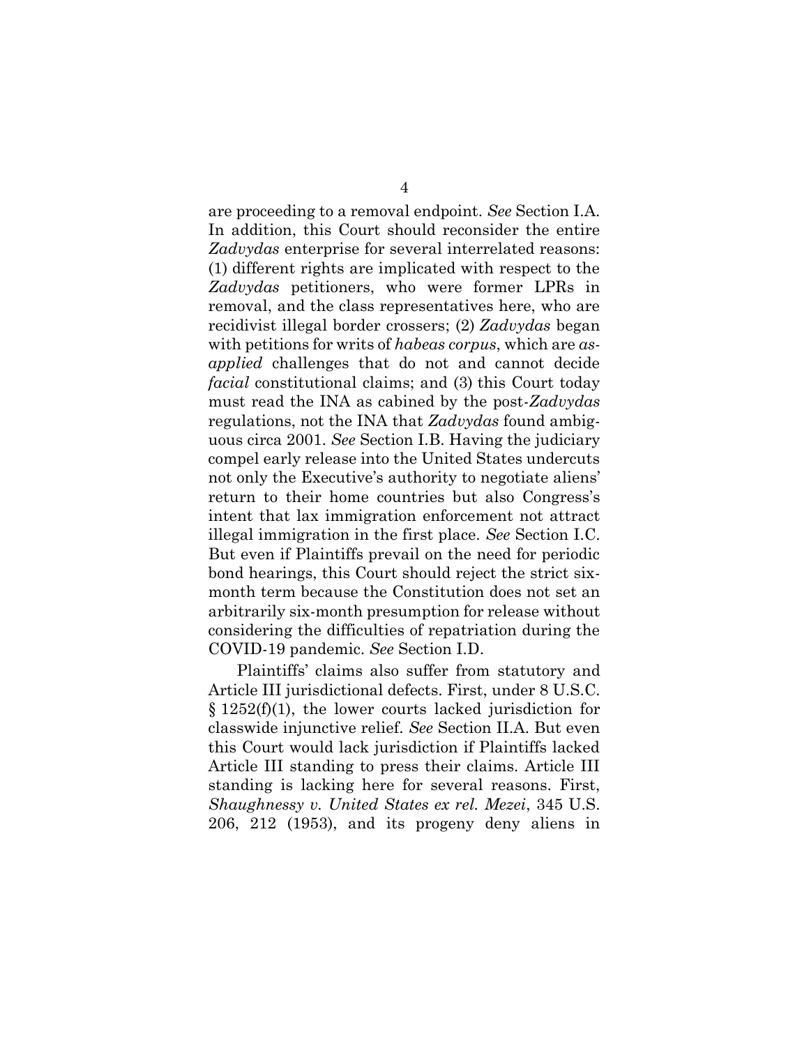are proceeding to a removal endpoint. *See* Section I.A. In addition, this Court should reconsider the entire *Zadvydas* enterprise for several interrelated reasons: (1) different rights are implicated with respect to the *Zadvydas* petitioners, who were former LPRs in removal, and the class representatives here, who are recidivist illegal border crossers; (2) *Zadvydas* began with petitions for writs of *habeas corpus*, which are *as-applied* challenges that do not and cannot decide *facial* constitutional claims; and (3) this Court today must read the INA as cabined by the post-*Zadvydas* regulations, not the INA that *Zadvydas* found ambiguous circa 2001. *See* Section I.B. Having the judiciary compel early release into the United States undercuts not only the Executive's authority to negotiate aliens' return to their home countries but also Congress's intent that lax immigration enforcement not attract illegal immigration in the first place. *See* Section I.C. But even if Plaintiffs prevail on the need for periodic bond hearings, this Court should reject the strict six-month term because the Constitution does not set an arbitrarily six-month presumption for release without considering the difficulties of repatriation during the COVID-19 pandemic. *See* Section I.D.

Plaintiffs' claims also suffer from statutory and Article III jurisdictional defects. First, under 8 U.S.C. § 1252(f)(1), the lower courts lacked jurisdiction for classwide injunctive relief. *See* Section II.A. But even this Court would lack jurisdiction if Plaintiffs lacked Article III standing to press their claims. Article III standing is lacking here for several reasons. First, *Shaughnessy v. United States ex rel. Mezei*, 345 U.S. 206, 212 (1953), and its progeny deny aliens in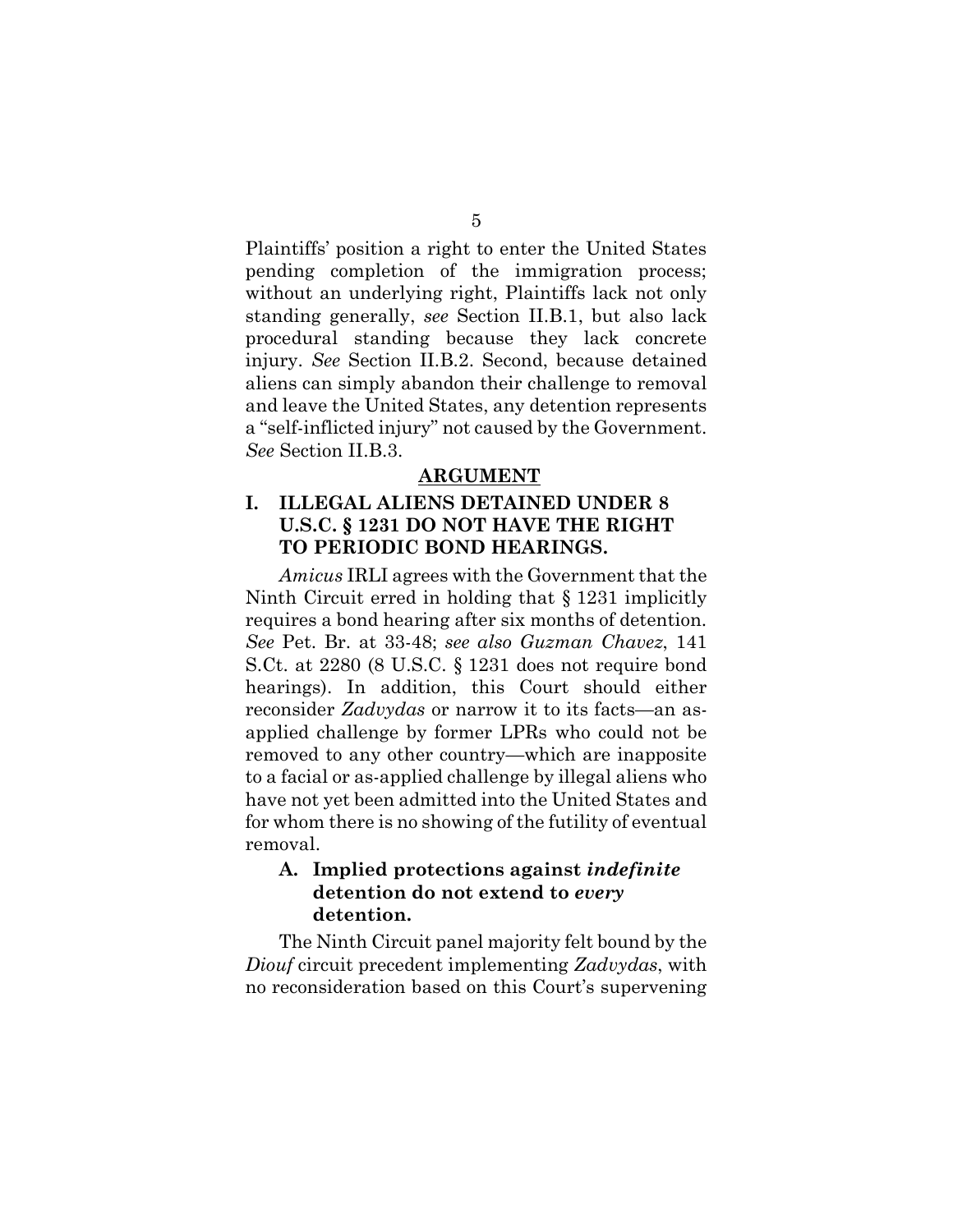Plaintiffs' position a right to enter the United States pending completion of the immigration process; without an underlying right, Plaintiffs lack not only standing generally, *see* Section II.B.1, but also lack procedural standing because they lack concrete injury. *See* Section II.B.2. Second, because detained aliens can simply abandon their challenge to removal and leave the United States, any detention represents a "self-inflicted injury" not caused by the Government. *See* Section II.B.3.

## ARGUMENT

### I. ILLEGAL ALIENS DETAINED UNDER 8 U.S.C. § 1231 DO NOT HAVE THE RIGHT TO PERIODIC BOND HEARINGS.

*Amicus* IRLI agrees with the Government that the Ninth Circuit erred in holding that § 1231 implicitly requires a bond hearing after six months of detention. *See* Pet. Br. at 33-48; *see also Guzman Chavez*, 141 S.Ct. at 2280 (8 U.S.C. § 1231 does not require bond hearings). In addition, this Court should either reconsider *Zadvydas* or narrow it to its facts—an as-applied challenge by former LPRs who could not be removed to any other country—which are inapposite to a facial or as-applied challenge by illegal aliens who have not yet been admitted into the United States and for whom there is no showing of the futility of eventual removal.

#### A. Implied protections against *indefinite* detention do not extend to *every* detention.

The Ninth Circuit panel majority felt bound by the *Diouf* circuit precedent implementing *Zadvydas*, with no reconsideration based on this Court's supervening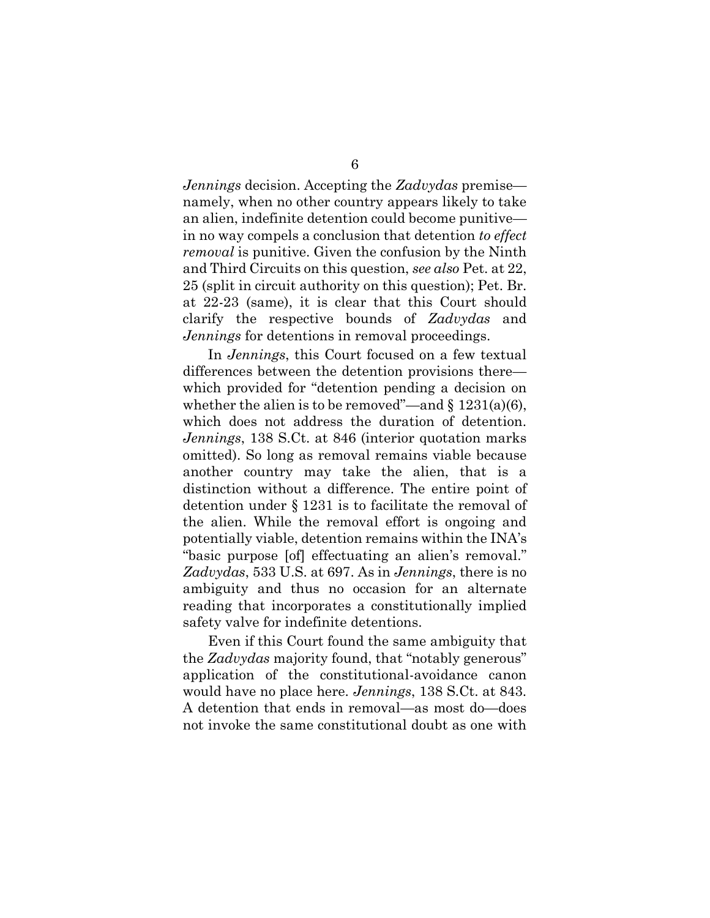*Jennings* decision. Accepting the *Zadvydas* premise—namely, when no other country appears likely to take an alien, indefinite detention could become punitive—in no way compels a conclusion that detention *to effect removal* is punitive. Given the confusion by the Ninth and Third Circuits on this question, *see also* Pet. at 22, 25 (split in circuit authority on this question); Pet. Br. at 22-23 (same), it is clear that this Court should clarify the respective bounds of *Zadvydas* and *Jennings* for detentions in removal proceedings.

In *Jennings*, this Court focused on a few textual differences between the detention provisions there—which provided for "detention pending a decision on whether the alien is to be removed"—and § 1231(a)(6), which does not address the duration of detention. *Jennings*, 138 S.Ct. at 846 (interior quotation marks omitted). So long as removal remains viable because another country may take the alien, that is a distinction without a difference. The entire point of detention under § 1231 is to facilitate the removal of the alien. While the removal effort is ongoing and potentially viable, detention remains within the INA's "basic purpose [of] effectuating an alien's removal." *Zadvydas*, 533 U.S. at 697. As in *Jennings*, there is no ambiguity and thus no occasion for an alternate reading that incorporates a constitutionally implied safety valve for indefinite detentions.

Even if this Court found the same ambiguity that the *Zadvydas* majority found, that "notably generous" application of the constitutional-avoidance canon would have no place here. *Jennings*, 138 S.Ct. at 843. A detention that ends in removal—as most do—does not invoke the same constitutional doubt as one with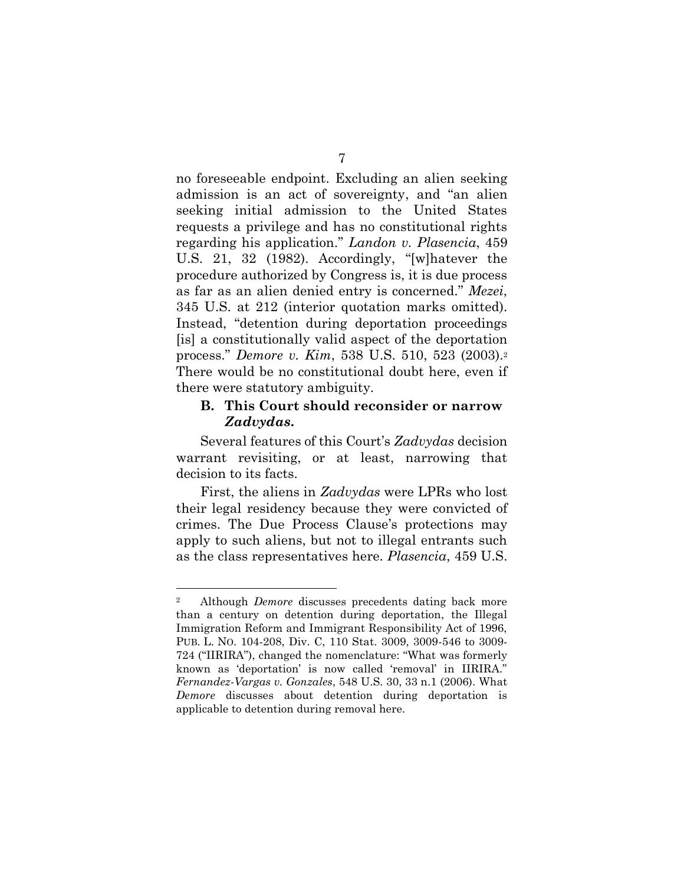no foreseeable endpoint. Excluding an alien seeking admission is an act of sovereignty, and "an alien seeking initial admission to the United States requests a privilege and has no constitutional rights regarding his application." *Landon v. Plasencia*, 459 U.S. 21, 32 (1982). Accordingly, "[w]hatever the procedure authorized by Congress is, it is due process as far as an alien denied entry is concerned." *Mezei*, 345 U.S. at 212 (interior quotation marks omitted). Instead, "detention during deportation proceedings [is] a constitutionally valid aspect of the deportation process." *Demore v. Kim*, 538 U.S. 510, 523 (2003).[2] There would be no constitutional doubt here, even if there were statutory ambiguity.

### B. This Court should reconsider or narrow *Zadvydas*.

Several features of this Court's *Zadvydas* decision warrant revisiting, or at least, narrowing that decision to its facts.

First, the aliens in *Zadvydas* were LPRs who lost their legal residency because they were convicted of crimes. The Due Process Clause's protections may apply to such aliens, but not to illegal entrants such as the class representatives here. *Plasencia*, 459 U.S.

---

[2] Although *Demore* discusses precedents dating back more than a century on detention during deportation, the Illegal Immigration Reform and Immigrant Responsibility Act of 1996, PUB. L. NO. 104-208, Div. C, 110 Stat. 3009, 3009-546 to 3009-724 ("IIRIRA"), changed the nomenclature: "What was formerly known as 'deportation' is now called 'removal' in IIRIRA." *Fernandez-Vargas v. Gonzales*, 548 U.S. 30, 33 n.1 (2006). What *Demore* discusses about detention during deportation is applicable to detention during removal here.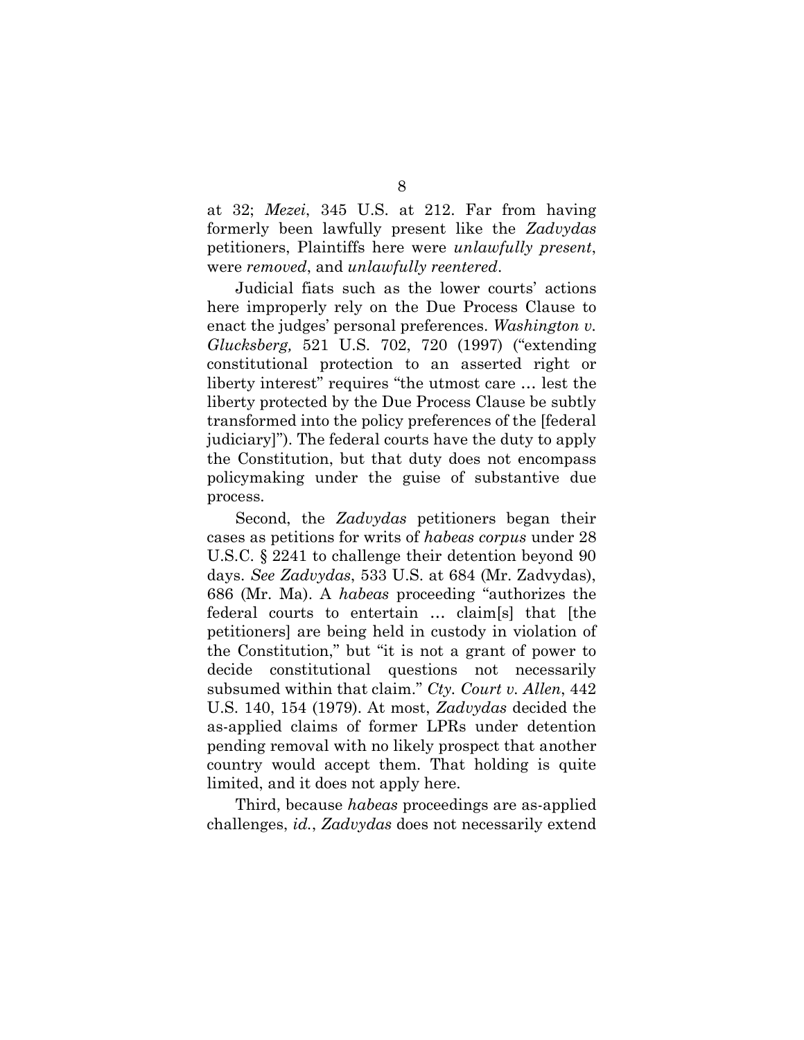at 32; *Mezei*, 345 U.S. at 212. Far from having formerly been lawfully present like the *Zadvydas* petitioners, Plaintiffs here were *unlawfully present*, were *removed*, and *unlawfully reentered*.

Judicial fiats such as the lower courts' actions here improperly rely on the Due Process Clause to enact the judges' personal preferences. *Washington v. Glucksberg,* 521 U.S. 702, 720 (1997) ("extending constitutional protection to an asserted right or liberty interest" requires "the utmost care … lest the liberty protected by the Due Process Clause be subtly transformed into the policy preferences of the [federal judiciary]"). The federal courts have the duty to apply the Constitution, but that duty does not encompass policymaking under the guise of substantive due process.

Second, the *Zadvydas* petitioners began their cases as petitions for writs of *habeas corpus* under 28 U.S.C. § 2241 to challenge their detention beyond 90 days. *See Zadvydas*, 533 U.S. at 684 (Mr. Zadvydas), 686 (Mr. Ma). A *habeas* proceeding "authorizes the federal courts to entertain … claim[s] that [the petitioners] are being held in custody in violation of the Constitution," but "it is not a grant of power to decide constitutional questions not necessarily subsumed within that claim." *Cty. Court v. Allen*, 442 U.S. 140, 154 (1979). At most, *Zadvydas* decided the as-applied claims of former LPRs under detention pending removal with no likely prospect that another country would accept them. That holding is quite limited, and it does not apply here.

Third, because *habeas* proceedings are as-applied challenges, *id.*, *Zadvydas* does not necessarily extend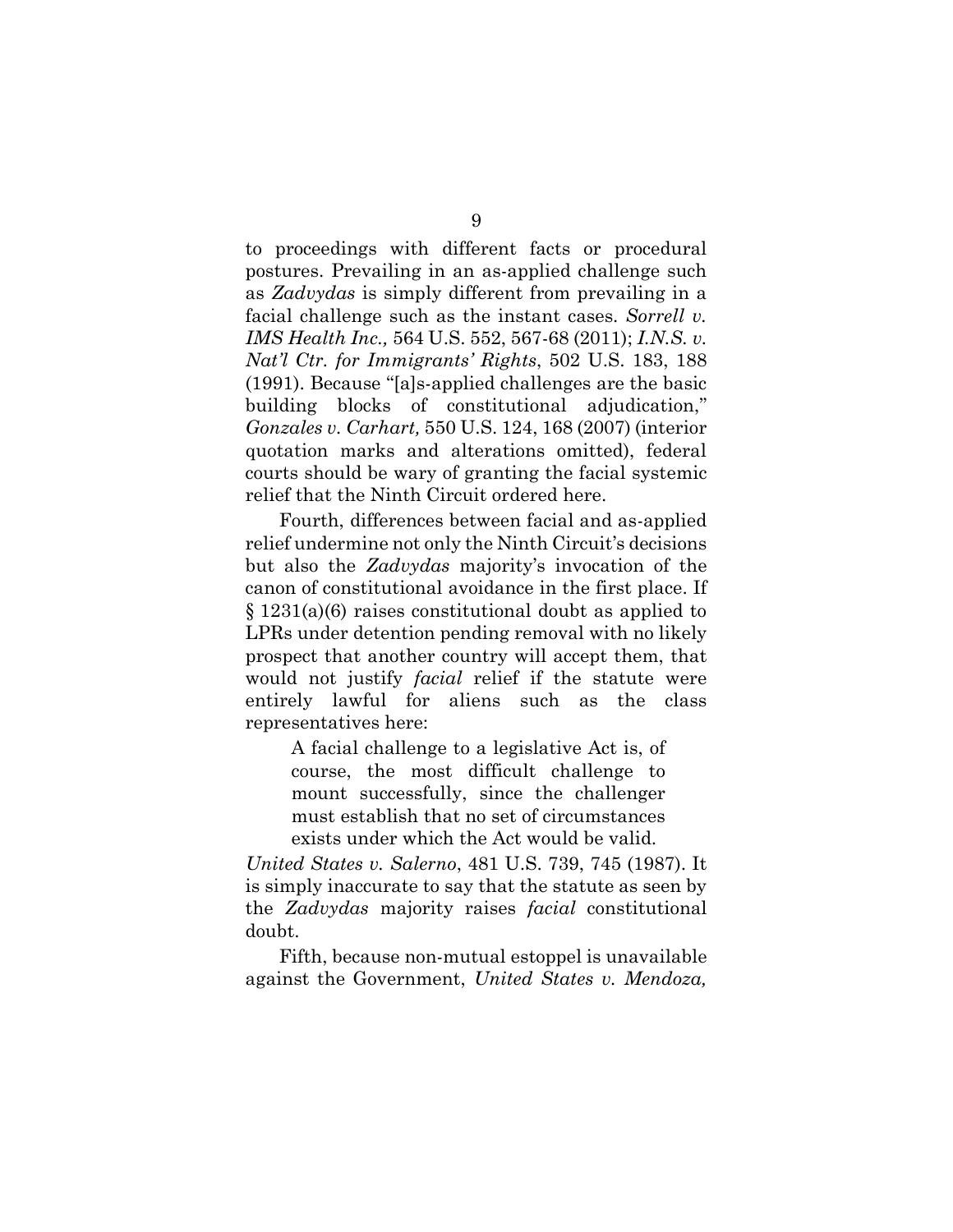to proceedings with different facts or procedural postures. Prevailing in an as-applied challenge such as *Zadvydas* is simply different from prevailing in a facial challenge such as the instant cases. *Sorrell v. IMS Health Inc.,* 564 U.S. 552, 567-68 (2011); *I.N.S. v. Nat'l Ctr. for Immigrants' Rights*, 502 U.S. 183, 188 (1991). Because "[a]s-applied challenges are the basic building blocks of constitutional adjudication," *Gonzales v. Carhart,* 550 U.S. 124, 168 (2007) (interior quotation marks and alterations omitted), federal courts should be wary of granting the facial systemic relief that the Ninth Circuit ordered here.

Fourth, differences between facial and as-applied relief undermine not only the Ninth Circuit's decisions but also the *Zadvydas* majority's invocation of the canon of constitutional avoidance in the first place. If § 1231(a)(6) raises constitutional doubt as applied to LPRs under detention pending removal with no likely prospect that another country will accept them, that would not justify *facial* relief if the statute were entirely lawful for aliens such as the class representatives here:

> A facial challenge to a legislative Act is, of course, the most difficult challenge to mount successfully, since the challenger must establish that no set of circumstances exists under which the Act would be valid.

*United States v. Salerno*, 481 U.S. 739, 745 (1987). It is simply inaccurate to say that the statute as seen by the *Zadvydas* majority raises *facial* constitutional doubt.

Fifth, because non-mutual estoppel is unavailable against the Government, *United States v. Mendoza,*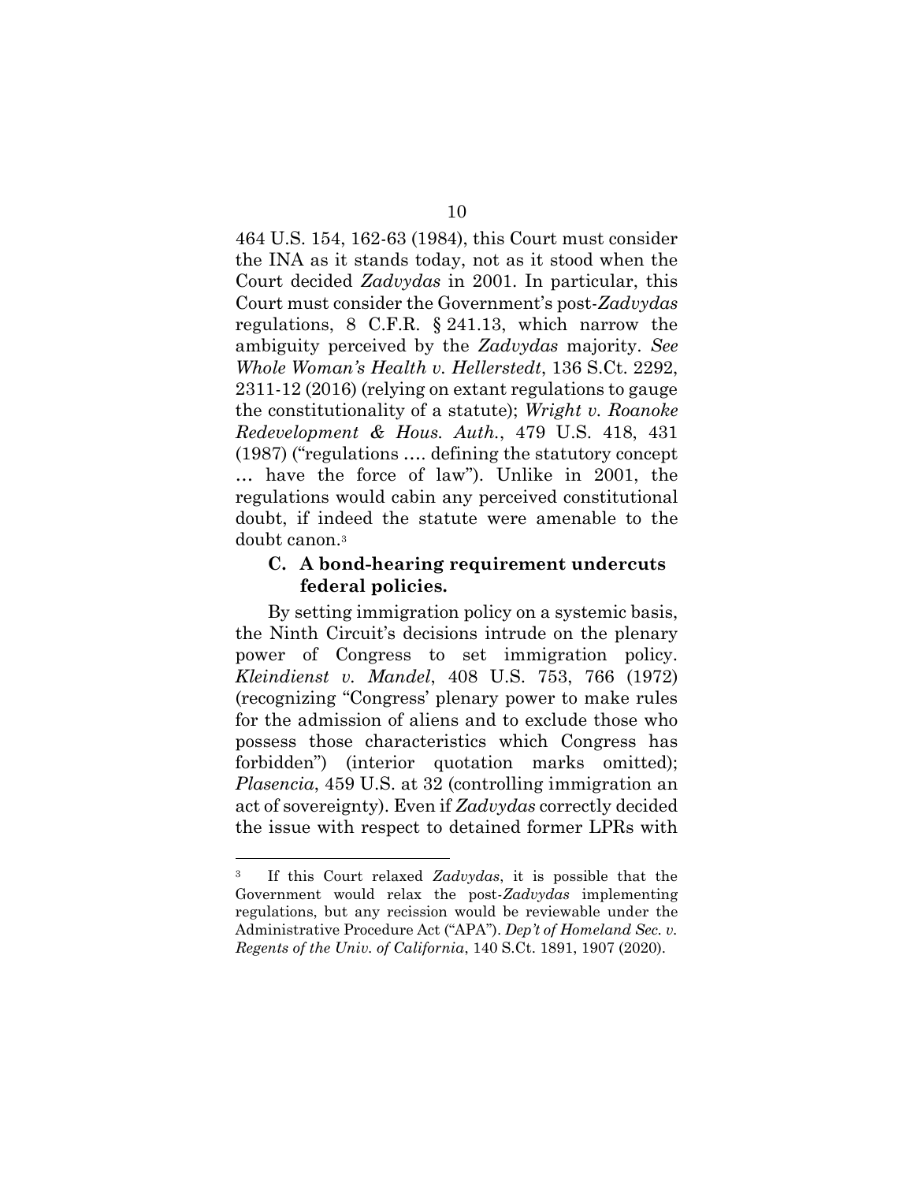464 U.S. 154, 162-63 (1984), this Court must consider the INA as it stands today, not as it stood when the Court decided *Zadvydas* in 2001. In particular, this Court must consider the Government's post-*Zadvydas* regulations, 8 C.F.R. § 241.13, which narrow the ambiguity perceived by the *Zadvydas* majority. *See Whole Woman's Health v. Hellerstedt*, 136 S.Ct. 2292, 2311-12 (2016) (relying on extant regulations to gauge the constitutionality of a statute); *Wright v. Roanoke Redevelopment & Hous. Auth.*, 479 U.S. 418, 431 (1987) ("regulations …. defining the statutory concept … have the force of law"). Unlike in 2001, the regulations would cabin any perceived constitutional doubt, if indeed the statute were amenable to the doubt canon.[3]

### C. A bond-hearing requirement undercuts federal policies.

By setting immigration policy on a systemic basis, the Ninth Circuit's decisions intrude on the plenary power of Congress to set immigration policy. *Kleindienst v. Mandel*, 408 U.S. 753, 766 (1972) (recognizing "Congress' plenary power to make rules for the admission of aliens and to exclude those who possess those characteristics which Congress has forbidden") (interior quotation marks omitted); *Plasencia*, 459 U.S. at 32 (controlling immigration an act of sovereignty). Even if *Zadvydas* correctly decided the issue with respect to detained former LPRs with

---

[3] If this Court relaxed *Zadvydas*, it is possible that the Government would relax the post-*Zadvydas* implementing regulations, but any recission would be reviewable under the Administrative Procedure Act ("APA"). *Dep't of Homeland Sec. v. Regents of the Univ. of California*, 140 S.Ct. 1891, 1907 (2020).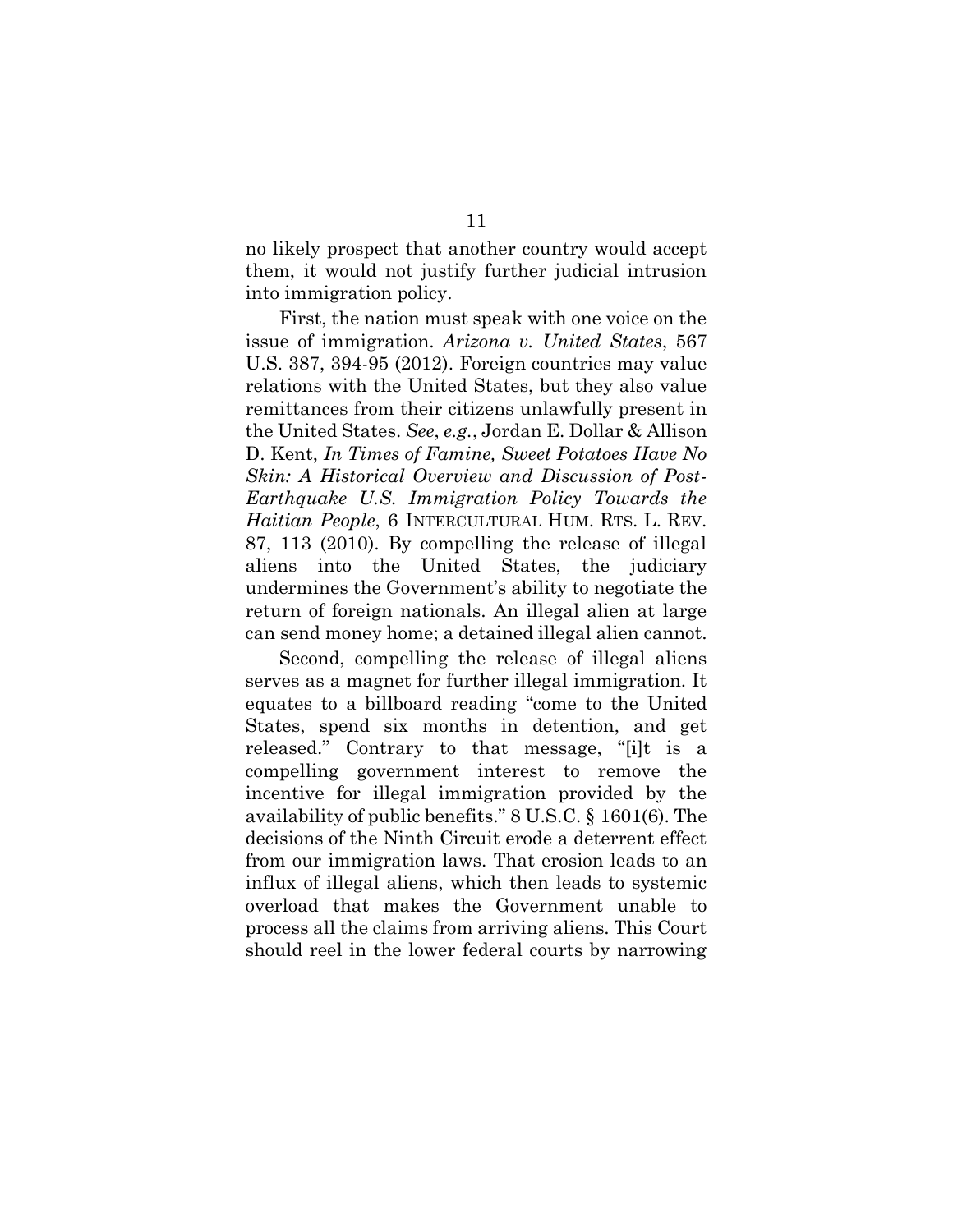no likely prospect that another country would accept them, it would not justify further judicial intrusion into immigration policy.

First, the nation must speak with one voice on the issue of immigration. *Arizona v. United States*, 567 U.S. 387, 394-95 (2012). Foreign countries may value relations with the United States, but they also value remittances from their citizens unlawfully present in the United States. *See*, *e.g.*, Jordan E. Dollar & Allison D. Kent, *In Times of Famine, Sweet Potatoes Have No Skin: A Historical Overview and Discussion of Post-Earthquake U.S. Immigration Policy Towards the Haitian People*, 6 INTERCULTURAL HUM. RTS. L. REV. 87, 113 (2010). By compelling the release of illegal aliens into the United States, the judiciary undermines the Government's ability to negotiate the return of foreign nationals. An illegal alien at large can send money home; a detained illegal alien cannot.

Second, compelling the release of illegal aliens serves as a magnet for further illegal immigration. It equates to a billboard reading "come to the United States, spend six months in detention, and get released." Contrary to that message, "[i]t is a compelling government interest to remove the incentive for illegal immigration provided by the availability of public benefits." 8 U.S.C. § 1601(6). The decisions of the Ninth Circuit erode a deterrent effect from our immigration laws. That erosion leads to an influx of illegal aliens, which then leads to systemic overload that makes the Government unable to process all the claims from arriving aliens. This Court should reel in the lower federal courts by narrowing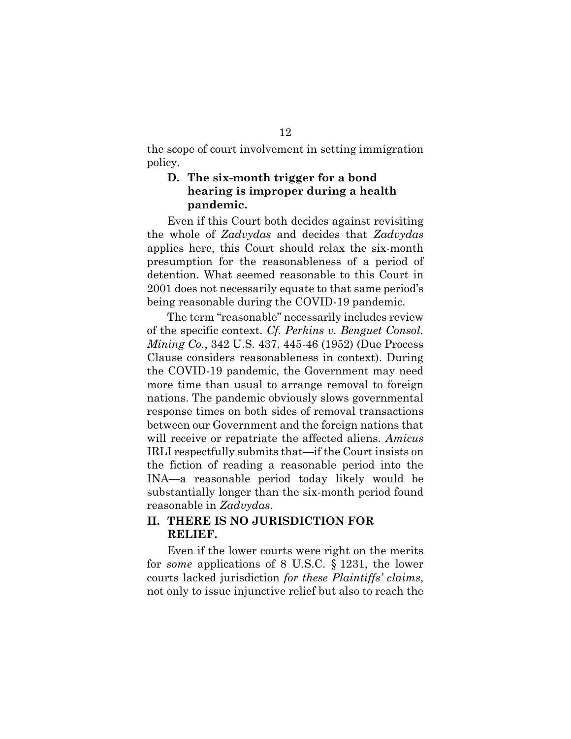the scope of court involvement in setting immigration policy.

### D. The six-month trigger for a bond hearing is improper during a health pandemic.

Even if this Court both decides against revisiting the whole of *Zadvydas* and decides that *Zadvydas* applies here, this Court should relax the six-month presumption for the reasonableness of a period of detention. What seemed reasonable to this Court in 2001 does not necessarily equate to that same period's being reasonable during the COVID-19 pandemic.

The term "reasonable" necessarily includes review of the specific context. *Cf. Perkins v. Benguet Consol. Mining Co.*, 342 U.S. 437, 445-46 (1952) (Due Process Clause considers reasonableness in context). During the COVID-19 pandemic, the Government may need more time than usual to arrange removal to foreign nations. The pandemic obviously slows governmental response times on both sides of removal transactions between our Government and the foreign nations that will receive or repatriate the affected aliens. *Amicus* IRLI respectfully submits that—if the Court insists on the fiction of reading a reasonable period into the INA—a reasonable period today likely would be substantially longer than the six-month period found reasonable in *Zadvydas*.

## II. THERE IS NO JURISDICTION FOR RELIEF.

Even if the lower courts were right on the merits for *some* applications of 8 U.S.C. § 1231, the lower courts lacked jurisdiction *for these Plaintiffs' claims*, not only to issue injunctive relief but also to reach the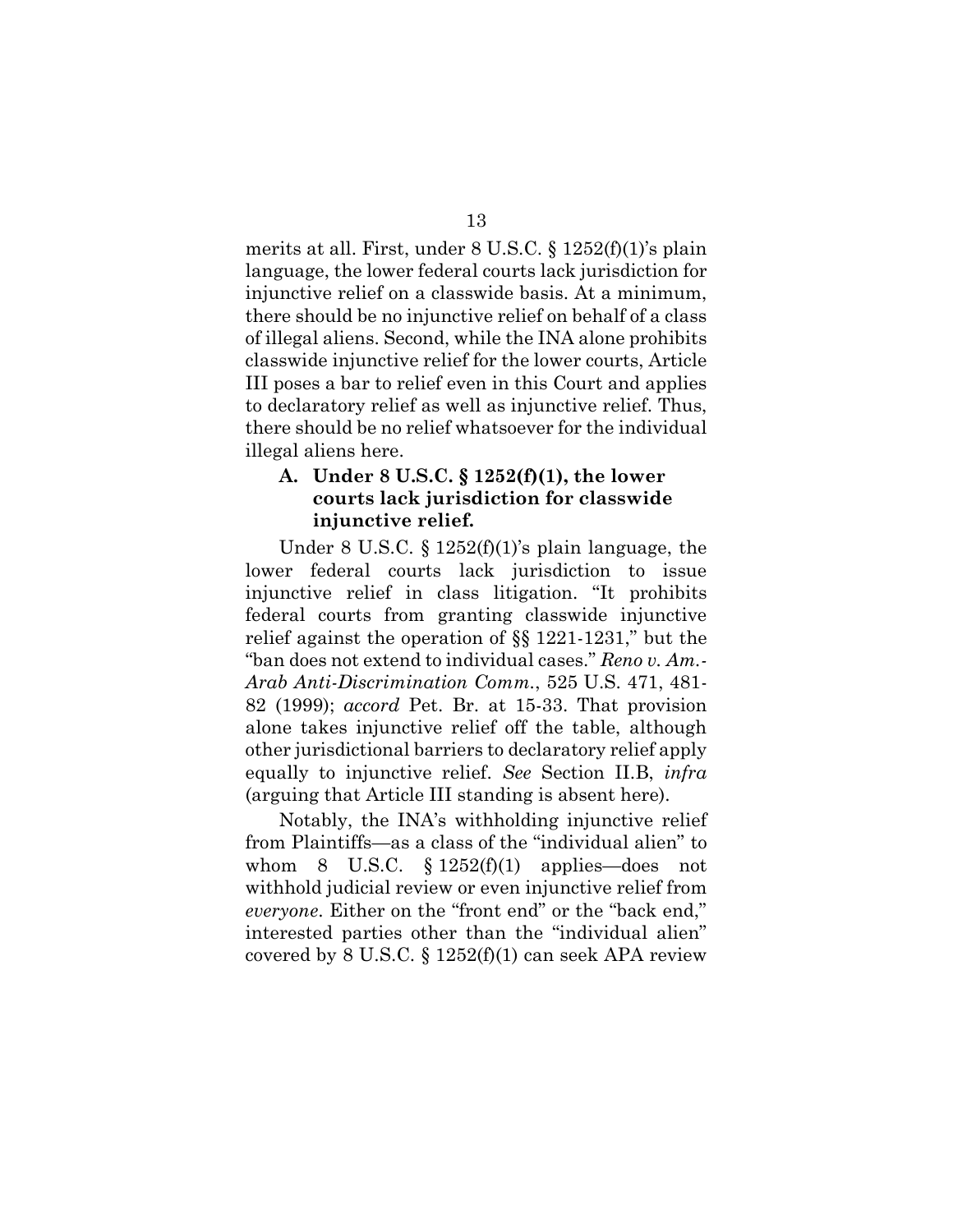merits at all. First, under 8 U.S.C. § 1252(f)(1)'s plain language, the lower federal courts lack jurisdiction for injunctive relief on a classwide basis. At a minimum, there should be no injunctive relief on behalf of a class of illegal aliens. Second, while the INA alone prohibits classwide injunctive relief for the lower courts, Article III poses a bar to relief even in this Court and applies to declaratory relief as well as injunctive relief. Thus, there should be no relief whatsoever for the individual illegal aliens here.

### A. Under 8 U.S.C. § 1252(f)(1), the lower courts lack jurisdiction for classwide injunctive relief.

Under 8 U.S.C. § 1252(f)(1)'s plain language, the lower federal courts lack jurisdiction to issue injunctive relief in class litigation. "It prohibits federal courts from granting classwide injunctive relief against the operation of §§ 1221-1231," but the "ban does not extend to individual cases." *Reno v. Am.-Arab Anti-Discrimination Comm.*, 525 U.S. 471, 481-82 (1999); *accord* Pet. Br. at 15-33. That provision alone takes injunctive relief off the table, although other jurisdictional barriers to declaratory relief apply equally to injunctive relief. *See* Section II.B, *infra* (arguing that Article III standing is absent here).

Notably, the INA's withholding injunctive relief from Plaintiffs—as a class of the "individual alien" to whom 8 U.S.C. § 1252(f)(1) applies—does not withhold judicial review or even injunctive relief from *everyone*. Either on the "front end" or the "back end," interested parties other than the "individual alien" covered by 8 U.S.C. § 1252(f)(1) can seek APA review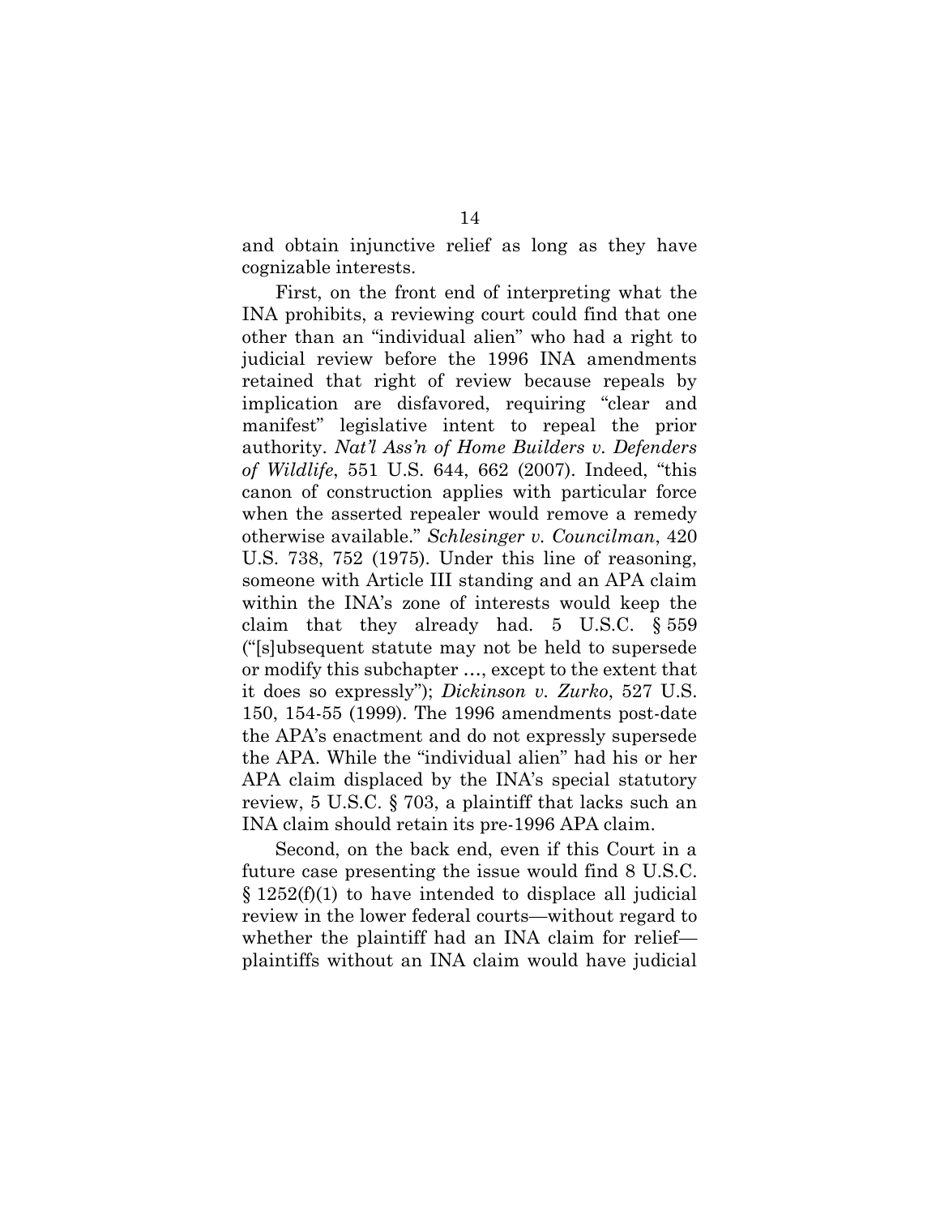and obtain injunctive relief as long as they have cognizable interests.

First, on the front end of interpreting what the INA prohibits, a reviewing court could find that one other than an "individual alien" who had a right to judicial review before the 1996 INA amendments retained that right of review because repeals by implication are disfavored, requiring "clear and manifest" legislative intent to repeal the prior authority. *Nat'l Ass'n of Home Builders v. Defenders of Wildlife*, 551 U.S. 644, 662 (2007). Indeed, "this canon of construction applies with particular force when the asserted repealer would remove a remedy otherwise available." *Schlesinger v. Councilman*, 420 U.S. 738, 752 (1975). Under this line of reasoning, someone with Article III standing and an APA claim within the INA's zone of interests would keep the claim that they already had. 5 U.S.C. § 559 ("[s]ubsequent statute may not be held to supersede or modify this subchapter …, except to the extent that it does so expressly"); *Dickinson v. Zurko*, 527 U.S. 150, 154-55 (1999). The 1996 amendments post-date the APA's enactment and do not expressly supersede the APA. While the "individual alien" had his or her APA claim displaced by the INA's special statutory review, 5 U.S.C. § 703, a plaintiff that lacks such an INA claim should retain its pre-1996 APA claim.

Second, on the back end, even if this Court in a future case presenting the issue would find 8 U.S.C. § 1252(f)(1) to have intended to displace all judicial review in the lower federal courts—without regard to whether the plaintiff had an INA claim for relief—plaintiffs without an INA claim would have judicial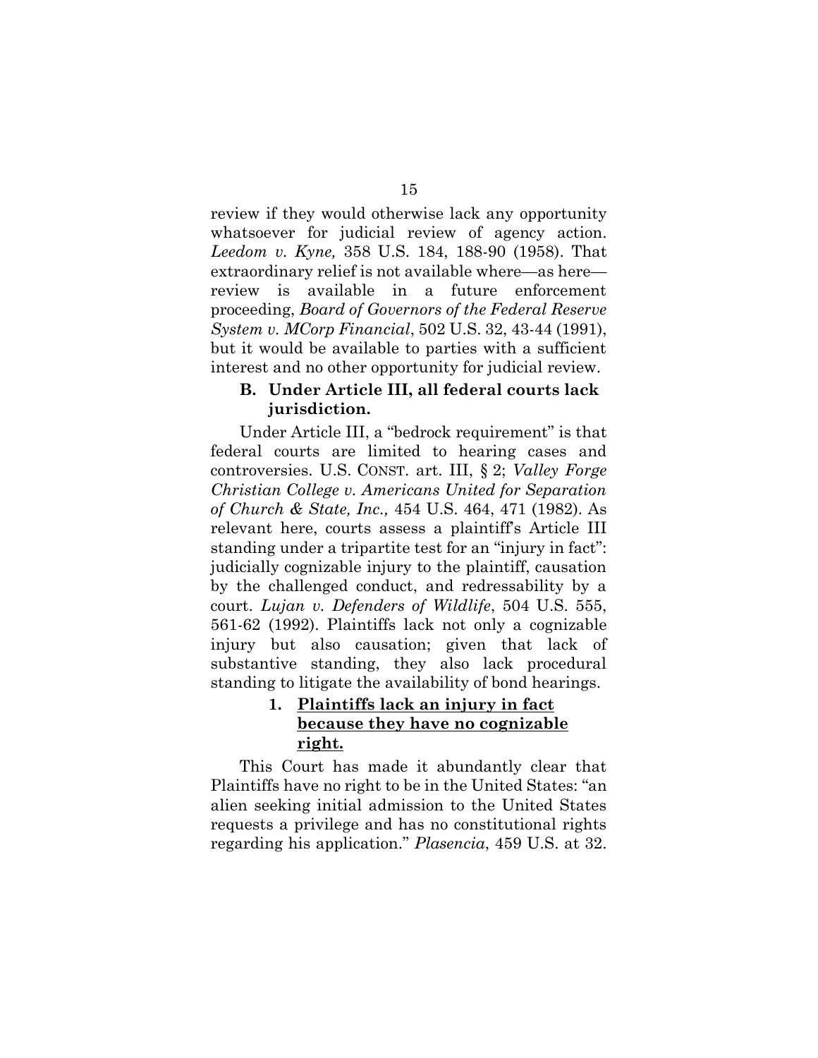review if they would otherwise lack any opportunity whatsoever for judicial review of agency action. *Leedom v. Kyne,* 358 U.S. 184, 188-90 (1958). That extraordinary relief is not available where—as here—review is available in a future enforcement proceeding, *Board of Governors of the Federal Reserve System v. MCorp Financial*, 502 U.S. 32, 43-44 (1991), but it would be available to parties with a sufficient interest and no other opportunity for judicial review.

### B. Under Article III, all federal courts lack jurisdiction.

Under Article III, a "bedrock requirement" is that federal courts are limited to hearing cases and controversies. U.S. CONST. art. III, § 2; *Valley Forge Christian College v. Americans United for Separation of Church & State, Inc.,* 454 U.S. 464, 471 (1982). As relevant here, courts assess a plaintiff's Article III standing under a tripartite test for an "injury in fact": judicially cognizable injury to the plaintiff, causation by the challenged conduct, and redressability by a court. *Lujan v. Defenders of Wildlife*, 504 U.S. 555, 561-62 (1992). Plaintiffs lack not only a cognizable injury but also causation; given that lack of substantive standing, they also lack procedural standing to litigate the availability of bond hearings.

#### 1. Plaintiffs lack an injury in fact because they have no cognizable right.

This Court has made it abundantly clear that Plaintiffs have no right to be in the United States: "an alien seeking initial admission to the United States requests a privilege and has no constitutional rights regarding his application." *Plasencia*, 459 U.S. at 32.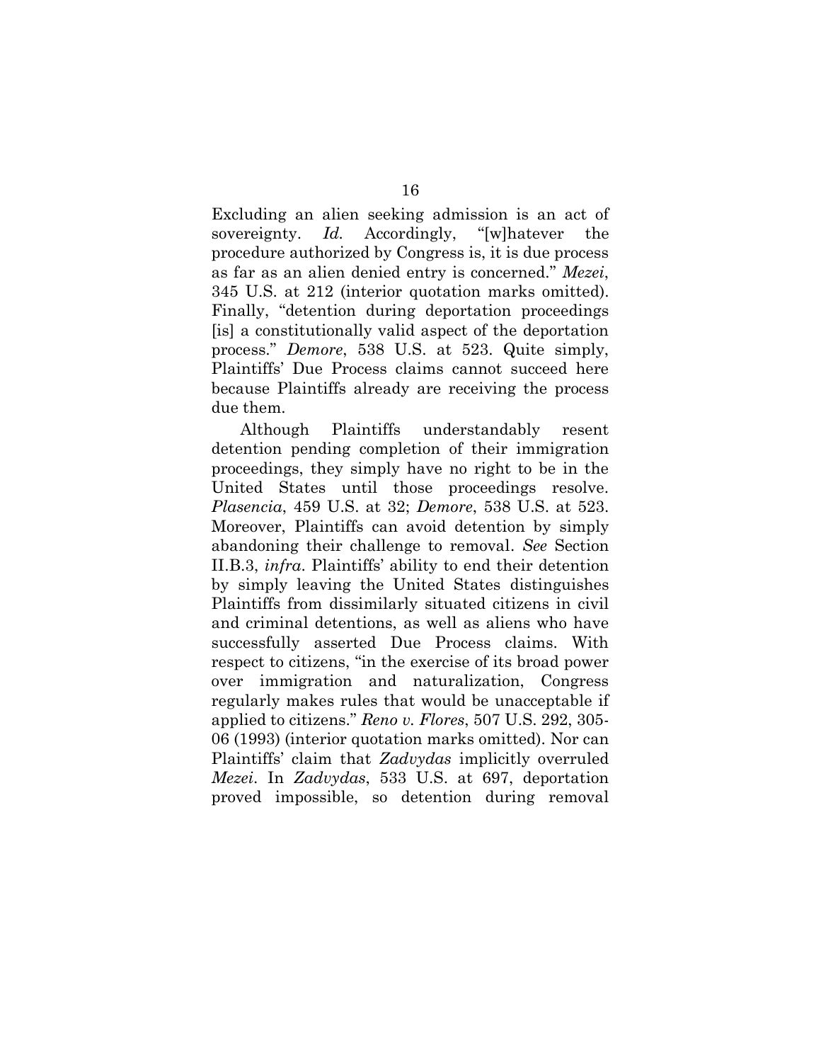Excluding an alien seeking admission is an act of sovereignty. *Id.* Accordingly, "[w]hatever the procedure authorized by Congress is, it is due process as far as an alien denied entry is concerned." *Mezei*, 345 U.S. at 212 (interior quotation marks omitted). Finally, "detention during deportation proceedings [is] a constitutionally valid aspect of the deportation process." *Demore*, 538 U.S. at 523. Quite simply, Plaintiffs' Due Process claims cannot succeed here because Plaintiffs already are receiving the process due them.

Although Plaintiffs understandably resent detention pending completion of their immigration proceedings, they simply have no right to be in the United States until those proceedings resolve. *Plasencia*, 459 U.S. at 32; *Demore*, 538 U.S. at 523. Moreover, Plaintiffs can avoid detention by simply abandoning their challenge to removal. *See* Section II.B.3, *infra*. Plaintiffs' ability to end their detention by simply leaving the United States distinguishes Plaintiffs from dissimilarly situated citizens in civil and criminal detentions, as well as aliens who have successfully asserted Due Process claims. With respect to citizens, "in the exercise of its broad power over immigration and naturalization, Congress regularly makes rules that would be unacceptable if applied to citizens." *Reno v. Flores*, 507 U.S. 292, 305-06 (1993) (interior quotation marks omitted). Nor can Plaintiffs' claim that *Zadvydas* implicitly overruled *Mezei*. In *Zadvydas*, 533 U.S. at 697, deportation proved impossible, so detention during removal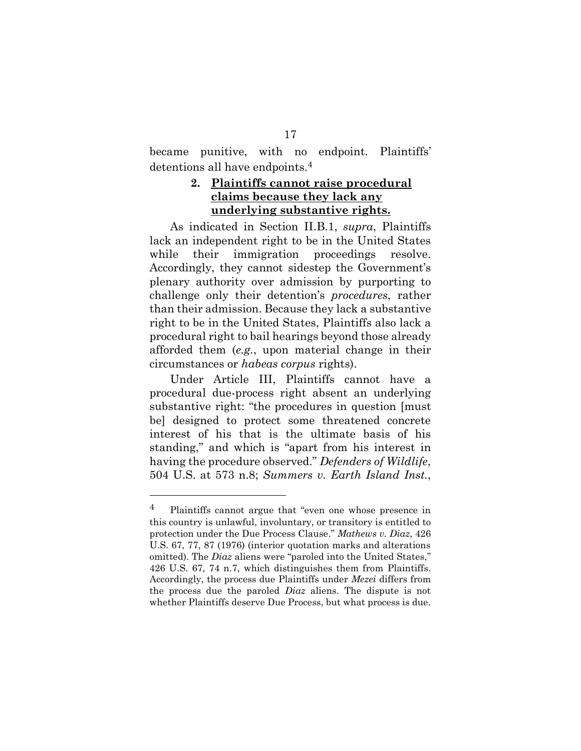became punitive, with no endpoint. Plaintiffs' detentions all have endpoints.[4]

### 2. Plaintiffs cannot raise procedural claims because they lack any underlying substantive rights.

As indicated in Section II.B.1, *supra*, Plaintiffs lack an independent right to be in the United States while their immigration proceedings resolve. Accordingly, they cannot sidestep the Government's plenary authority over admission by purporting to challenge only their detention's *procedures*, rather than their admission. Because they lack a substantive right to be in the United States, Plaintiffs also lack a procedural right to bail hearings beyond those already afforded them (*e.g.*, upon material change in their circumstances or *habeas corpus* rights).

Under Article III, Plaintiffs cannot have a procedural due-process right absent an underlying substantive right: "the procedures in question [must be] designed to protect some threatened concrete interest of his that is the ultimate basis of his standing," and which is "apart from his interest in having the procedure observed." *Defenders of Wildlife*, 504 U.S. at 573 n.8; *Summers v. Earth Island Inst.*,

---

[4] Plaintiffs cannot argue that "even one whose presence in this country is unlawful, involuntary, or transitory is entitled to protection under the Due Process Clause." *Mathews v. Diaz*, 426 U.S. 67, 77, 87 (1976) (interior quotation marks and alterations omitted). The *Diaz* aliens were "paroled into the United States," 426 U.S. 67, 74 n.7, which distinguishes them from Plaintiffs. Accordingly, the process due Plaintiffs under *Mezei* differs from the process due the paroled *Diaz* aliens. The dispute is not whether Plaintiffs deserve Due Process, but what process is due.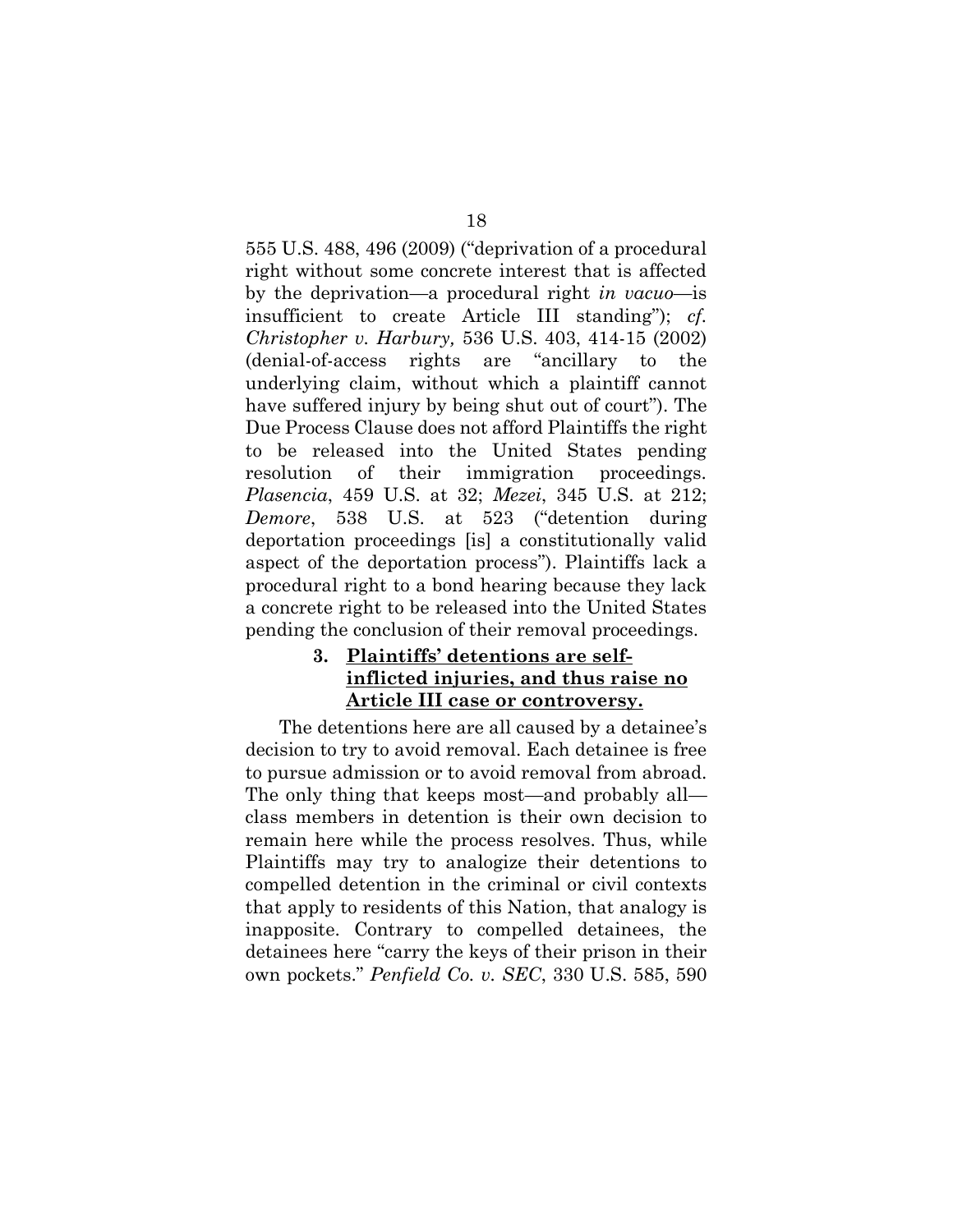555 U.S. 488, 496 (2009) ("deprivation of a procedural right without some concrete interest that is affected by the deprivation—a procedural right *in vacuo*—is insufficient to create Article III standing"); *cf. Christopher v. Harbury,* 536 U.S. 403, 414-15 (2002) (denial-of-access rights are "ancillary to the underlying claim, without which a plaintiff cannot have suffered injury by being shut out of court"). The Due Process Clause does not afford Plaintiffs the right to be released into the United States pending resolution of their immigration proceedings. *Plasencia*, 459 U.S. at 32; *Mezei*, 345 U.S. at 212; *Demore*, 538 U.S. at 523 ("detention during deportation proceedings [is] a constitutionally valid aspect of the deportation process"). Plaintiffs lack a procedural right to a bond hearing because they lack a concrete right to be released into the United States pending the conclusion of their removal proceedings.

### 3. Plaintiffs' detentions are self-inflicted injuries, and thus raise no Article III case or controversy.

The detentions here are all caused by a detainee's decision to try to avoid removal. Each detainee is free to pursue admission or to avoid removal from abroad. The only thing that keeps most—and probably all—class members in detention is their own decision to remain here while the process resolves. Thus, while Plaintiffs may try to analogize their detentions to compelled detention in the criminal or civil contexts that apply to residents of this Nation, that analogy is inapposite. Contrary to compelled detainees, the detainees here "carry the keys of their prison in their own pockets." *Penfield Co. v. SEC*, 330 U.S. 585, 590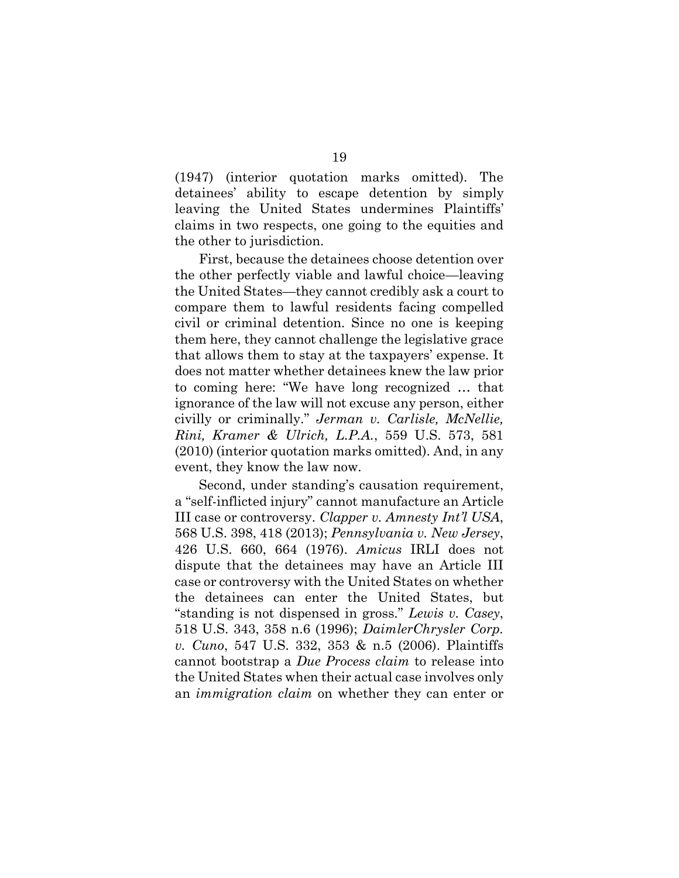(1947) (interior quotation marks omitted). The detainees' ability to escape detention by simply leaving the United States undermines Plaintiffs' claims in two respects, one going to the equities and the other to jurisdiction.

First, because the detainees choose detention over the other perfectly viable and lawful choice—leaving the United States—they cannot credibly ask a court to compare them to lawful residents facing compelled civil or criminal detention. Since no one is keeping them here, they cannot challenge the legislative grace that allows them to stay at the taxpayers' expense. It does not matter whether detainees knew the law prior to coming here: "We have long recognized … that ignorance of the law will not excuse any person, either civilly or criminally." *Jerman v. Carlisle, McNellie, Rini, Kramer & Ulrich, L.P.A.*, 559 U.S. 573, 581 (2010) (interior quotation marks omitted). And, in any event, they know the law now.

Second, under standing's causation requirement, a "self-inflicted injury" cannot manufacture an Article III case or controversy. *Clapper v. Amnesty Int'l USA*, 568 U.S. 398, 418 (2013); *Pennsylvania v. New Jersey*, 426 U.S. 660, 664 (1976). *Amicus* IRLI does not dispute that the detainees may have an Article III case or controversy with the United States on whether the detainees can enter the United States, but "standing is not dispensed in gross." *Lewis v. Casey*, 518 U.S. 343, 358 n.6 (1996); *DaimlerChrysler Corp. v. Cuno*, 547 U.S. 332, 353 & n.5 (2006). Plaintiffs cannot bootstrap a *Due Process claim* to release into the United States when their actual case involves only an *immigration claim* on whether they can enter or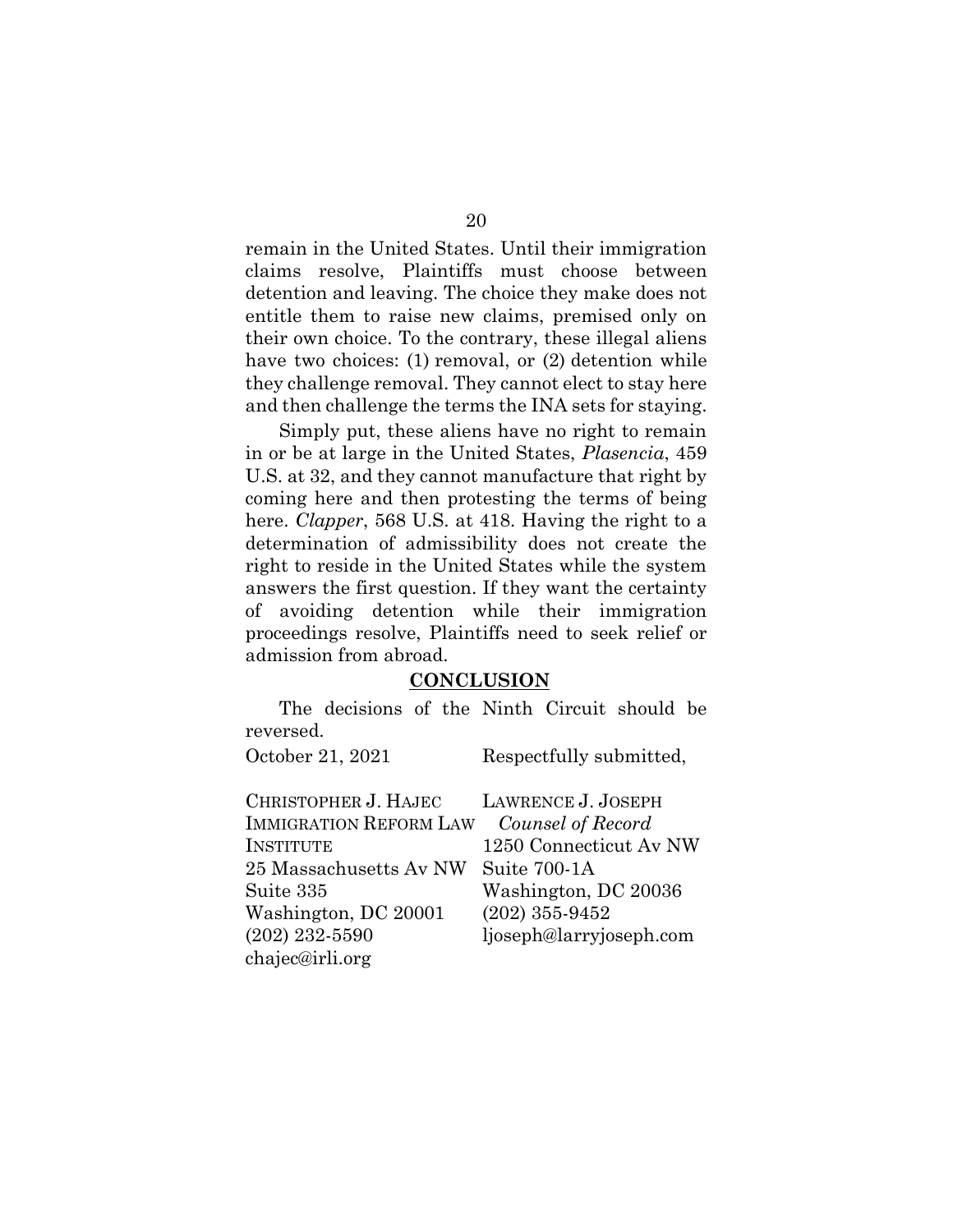remain in the United States. Until their immigration claims resolve, Plaintiffs must choose between detention and leaving. The choice they make does not entitle them to raise new claims, premised only on their own choice. To the contrary, these illegal aliens have two choices: (1) removal, or (2) detention while they challenge removal. They cannot elect to stay here and then challenge the terms the INA sets for staying.

Simply put, these aliens have no right to remain in or be at large in the United States, *Plasencia*, 459 U.S. at 32, and they cannot manufacture that right by coming here and then protesting the terms of being here. *Clapper*, 568 U.S. at 418. Having the right to a determination of admissibility does not create the right to reside in the United States while the system answers the first question. If they want the certainty of avoiding detention while their immigration proceedings resolve, Plaintiffs need to seek relief or admission from abroad.

## CONCLUSION

The decisions of the Ninth Circuit should be reversed.

October 21, 2021

Respectfully submitted,

CHRISTOPHER J. HAJEC
IMMIGRATION REFORM LAW INSTITUTE
25 Massachusetts Av NW
Suite 335
Washington, DC 20001
(202) 232-5590
chajec@irli.org

LAWRENCE J. JOSEPH
*Counsel of Record*
1250 Connecticut Av NW
Suite 700-1A
Washington, DC 20036
(202) 355-9452
ljoseph@larryjoseph.com